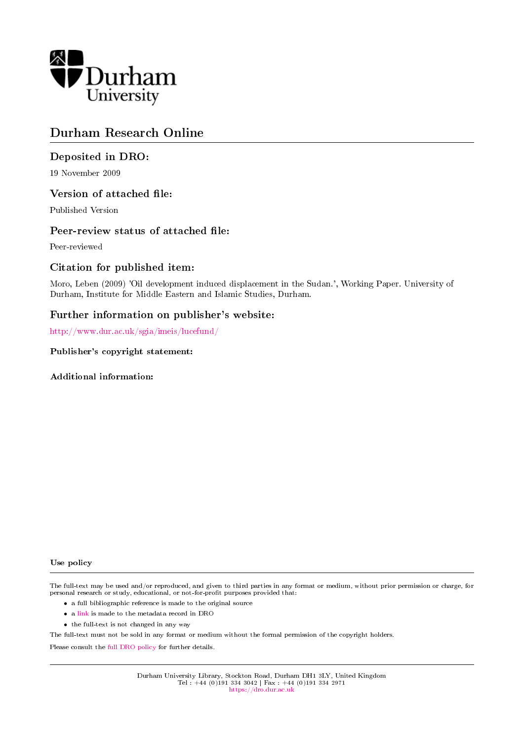Durham University

# Durham Research Online

## Deposited in DRO:

19 November 2009

## Version of attached file:

Published Version

## Peer-review status of attached file:

Peer-reviewed

## Citation for published item:

Moro, Leben (2009) 'Oil development induced displacement in the Sudan.', Working Paper. University of Durham, Institute for Middle Eastern and Islamic Studies, Durham.

## Further information on publisher's website:

http://www.dur.ac.uk/sgia/imeis/lucefund/

### Publisher's copyright statement:

### Additional information:

#### Use policy

The full-text may be used and/or reproduced, and given to third parties in any format or medium, without prior permission or charge, for personal research or study, educational, or not-for-profit purposes provided that:

- a full bibliographic reference is made to the original source
- a link is made to the metadata record in DRO
- the full-text is not changed in any way

The full-text must not be sold in any format or medium without the formal permission of the copyright holders.

Please consult the full DRO policy for further details.

Durham University Library, Stockton Road, Durham DH1 3LY, United Kingdom
Tel : +44 (0)191 334 3042 | Fax : +44 (0)191 334 2971
https://dro.dur.ac.uk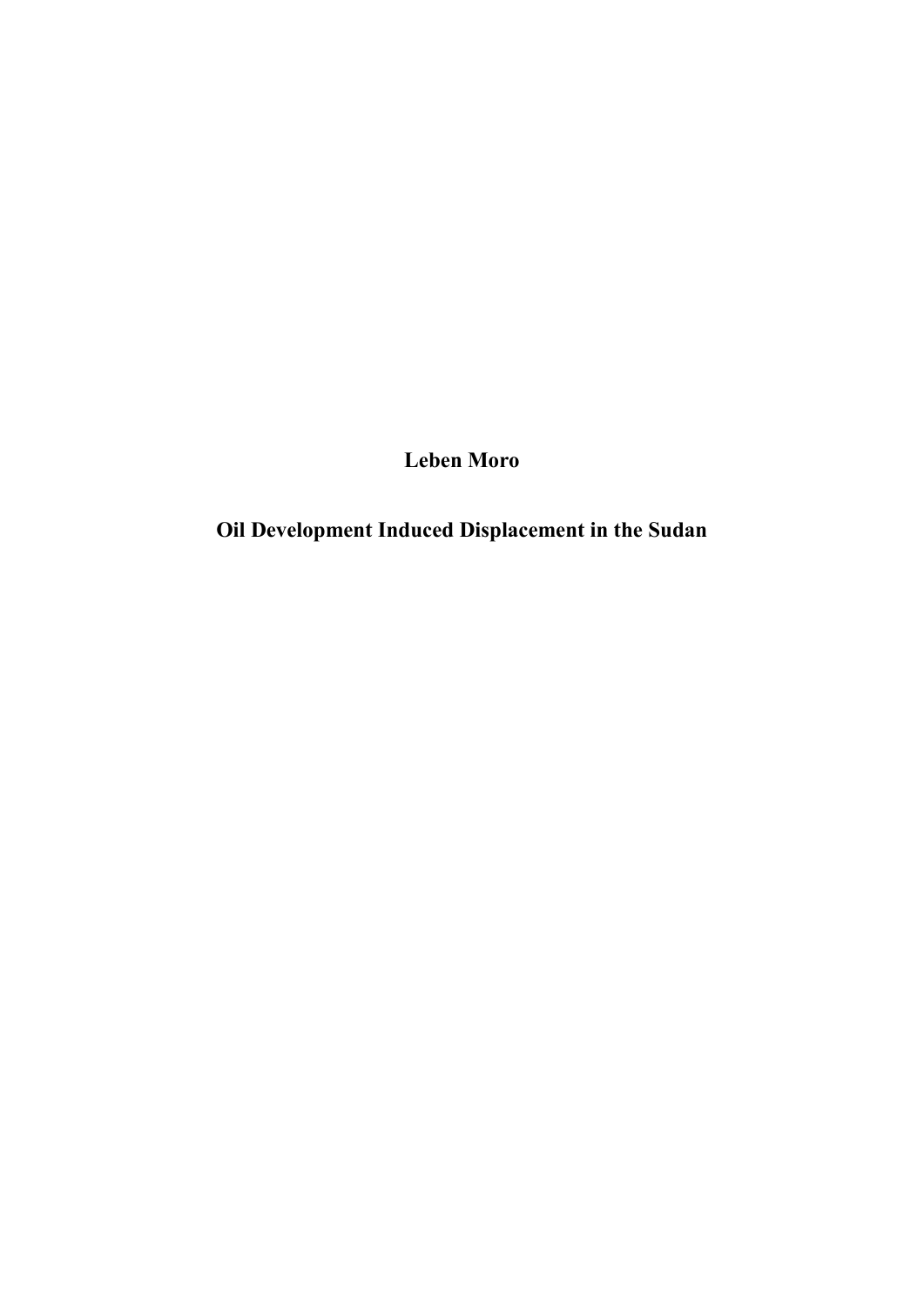**Leben Moro**

# Oil Development Induced Displacement in the Sudan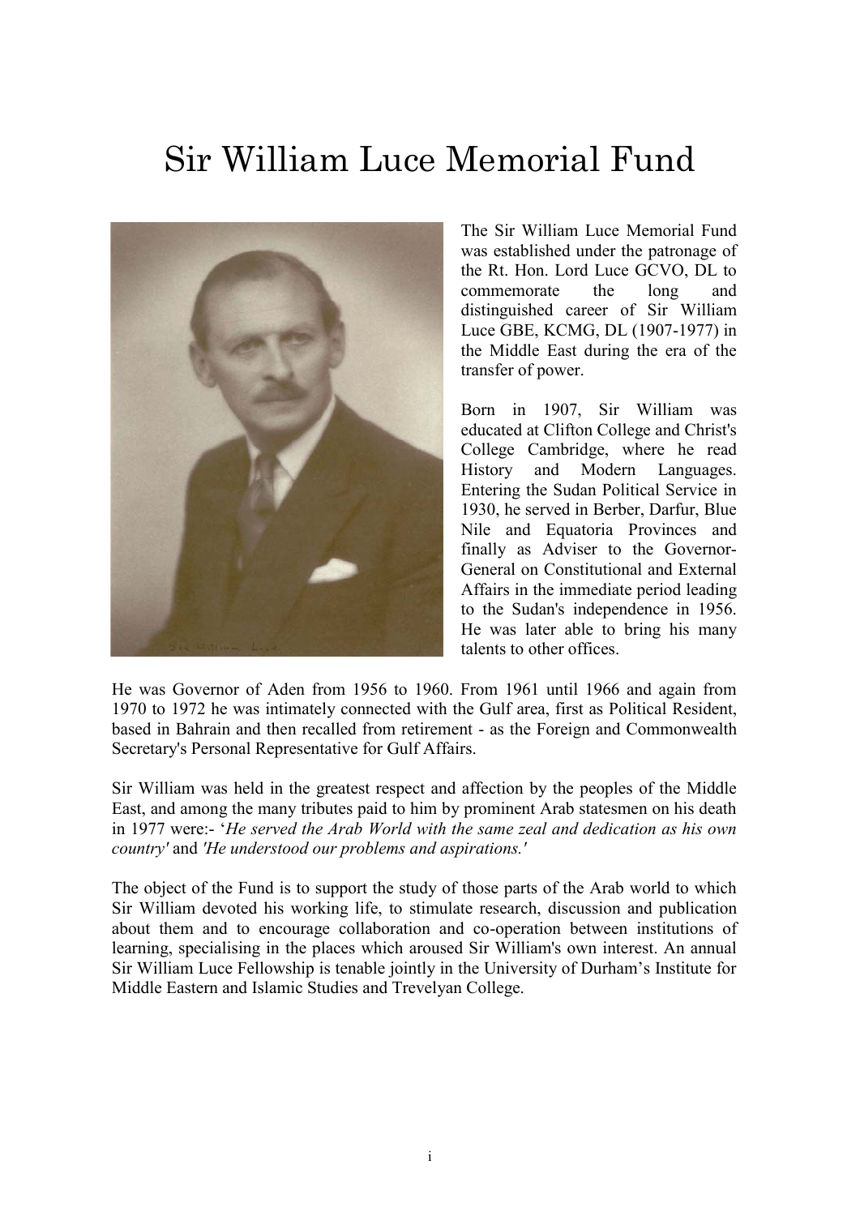# Sir William Luce Memorial Fund

The Sir William Luce Memorial Fund was established under the patronage of the Rt. Hon. Lord Luce GCVO, DL to commemorate the long and distinguished career of Sir William Luce GBE, KCMG, DL (1907-1977) in the Middle East during the era of the transfer of power.

Born in 1907, Sir William was educated at Clifton College and Christ's College Cambridge, where he read History and Modern Languages. Entering the Sudan Political Service in 1930, he served in Berber, Darfur, Blue Nile and Equatoria Provinces and finally as Adviser to the Governor-General on Constitutional and External Affairs in the immediate period leading to the Sudan's independence in 1956. He was later able to bring his many talents to other offices.

He was Governor of Aden from 1956 to 1960. From 1961 until 1966 and again from 1970 to 1972 he was intimately connected with the Gulf area, first as Political Resident, based in Bahrain and then recalled from retirement - as the Foreign and Commonwealth Secretary's Personal Representative for Gulf Affairs.

Sir William was held in the greatest respect and affection by the peoples of the Middle East, and among the many tributes paid to him by prominent Arab statesmen on his death in 1977 were:- '*He served the Arab World with the same zeal and dedication as his own country'* and *'He understood our problems and aspirations.'*

The object of the Fund is to support the study of those parts of the Arab world to which Sir William devoted his working life, to stimulate research, discussion and publication about them and to encourage collaboration and co-operation between institutions of learning, specialising in the places which aroused Sir William's own interest. An annual Sir William Luce Fellowship is tenable jointly in the University of Durham's Institute for Middle Eastern and Islamic Studies and Trevelyan College.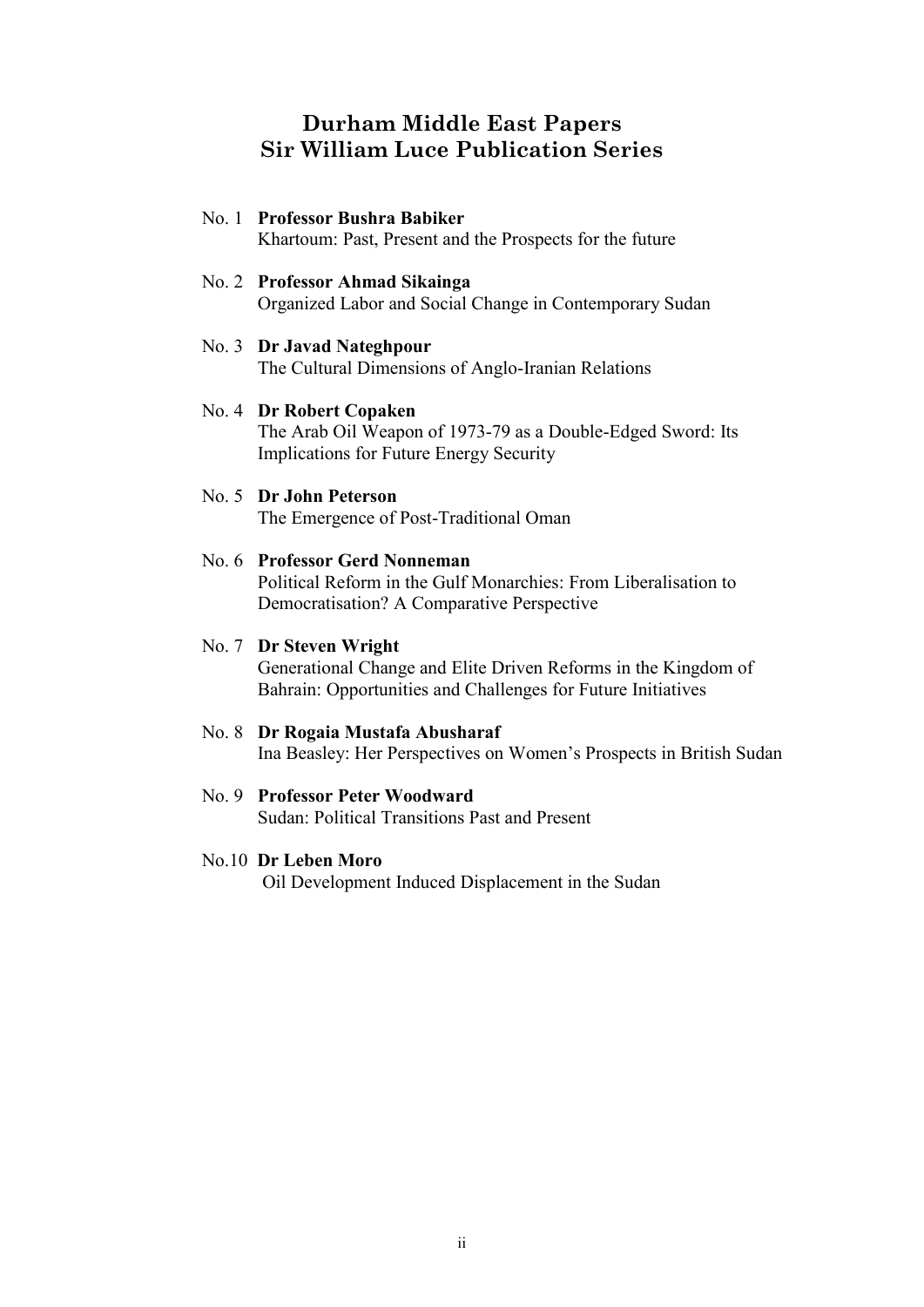# Durham Middle East Papers
# Sir William Luce Publication Series

No. 1 **Professor Bushra Babiker**
Khartoum: Past, Present and the Prospects for the future

No. 2 **Professor Ahmad Sikainga**
Organized Labor and Social Change in Contemporary Sudan

No. 3 **Dr Javad Nateghpour**
The Cultural Dimensions of Anglo-Iranian Relations

No. 4 **Dr Robert Copaken**
The Arab Oil Weapon of 1973-79 as a Double-Edged Sword: Its Implications for Future Energy Security

No. 5 **Dr John Peterson**
The Emergence of Post-Traditional Oman

No. 6 **Professor Gerd Nonneman**
Political Reform in the Gulf Monarchies: From Liberalisation to Democratisation? A Comparative Perspective

No. 7 **Dr Steven Wright**
Generational Change and Elite Driven Reforms in the Kingdom of Bahrain: Opportunities and Challenges for Future Initiatives

No. 8 **Dr Rogaia Mustafa Abusharaf**
Ina Beasley: Her Perspectives on Women's Prospects in British Sudan

No. 9 **Professor Peter Woodward**
Sudan: Political Transitions Past and Present

No.10 **Dr Leben Moro**
Oil Development Induced Displacement in the Sudan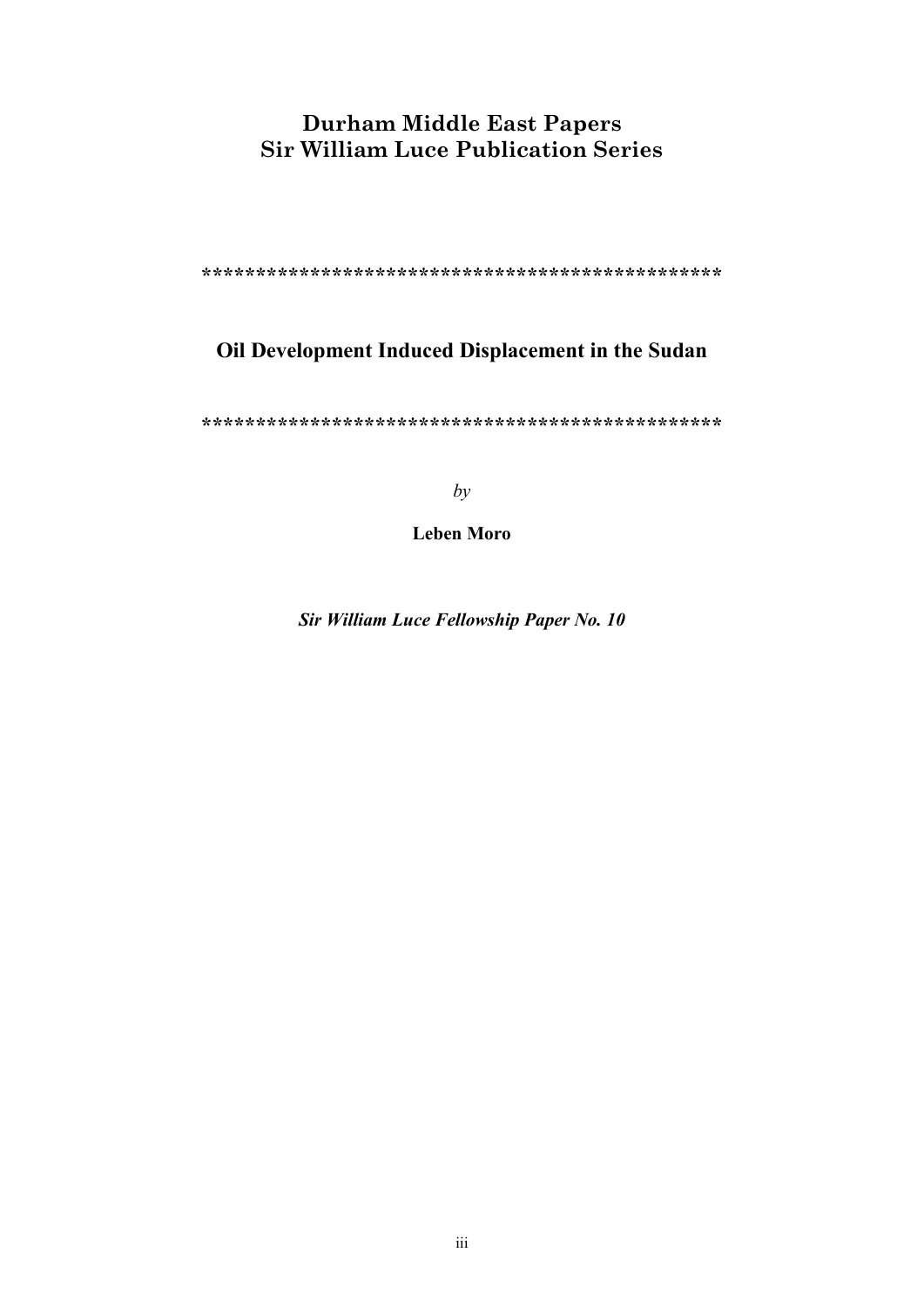# Durham Middle East Papers
# Sir William Luce Publication Series

**************************************************

## Oil Development Induced Displacement in the Sudan

**************************************************

*by*

**Leben Moro**

***Sir William Luce Fellowship Paper No. 10***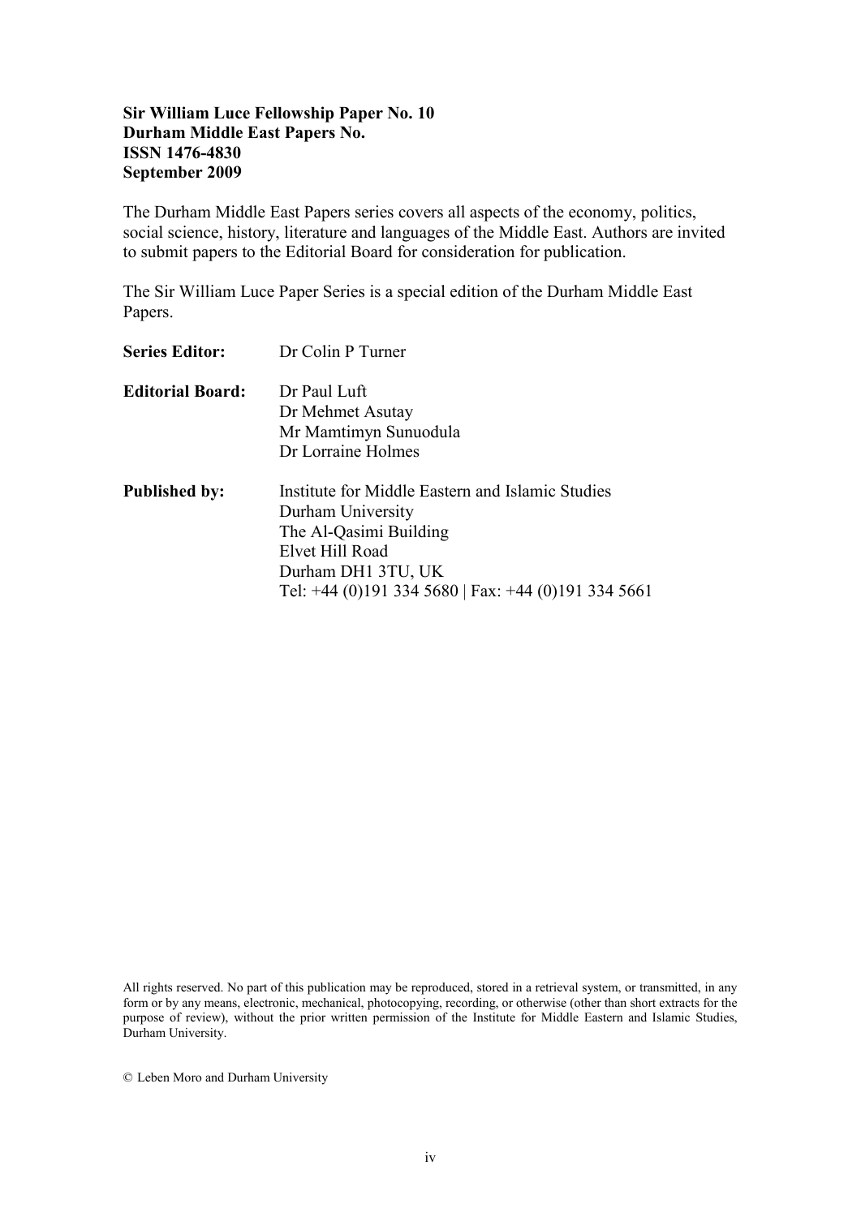**Sir William Luce Fellowship Paper No. 10**
**Durham Middle East Papers No.**
**ISSN 1476-4830**
**September 2009**

The Durham Middle East Papers series covers all aspects of the economy, politics, social science, history, literature and languages of the Middle East. Authors are invited to submit papers to the Editorial Board for consideration for publication.

The Sir William Luce Paper Series is a special edition of the Durham Middle East Papers.

**Series Editor:** Dr Colin P Turner

**Editorial Board:** Dr Paul Luft
Dr Mehmet Asutay
Mr Mamtimyn Sunuodula
Dr Lorraine Holmes

**Published by:** Institute for Middle Eastern and Islamic Studies
Durham University
The Al-Qasimi Building
Elvet Hill Road
Durham DH1 3TU, UK
Tel: +44 (0)191 334 5680 | Fax: +44 (0)191 334 5661

All rights reserved. No part of this publication may be reproduced, stored in a retrieval system, or transmitted, in any form or by any means, electronic, mechanical, photocopying, recording, or otherwise (other than short extracts for the purpose of review), without the prior written permission of the Institute for Middle Eastern and Islamic Studies, Durham University.

© Leben Moro and Durham University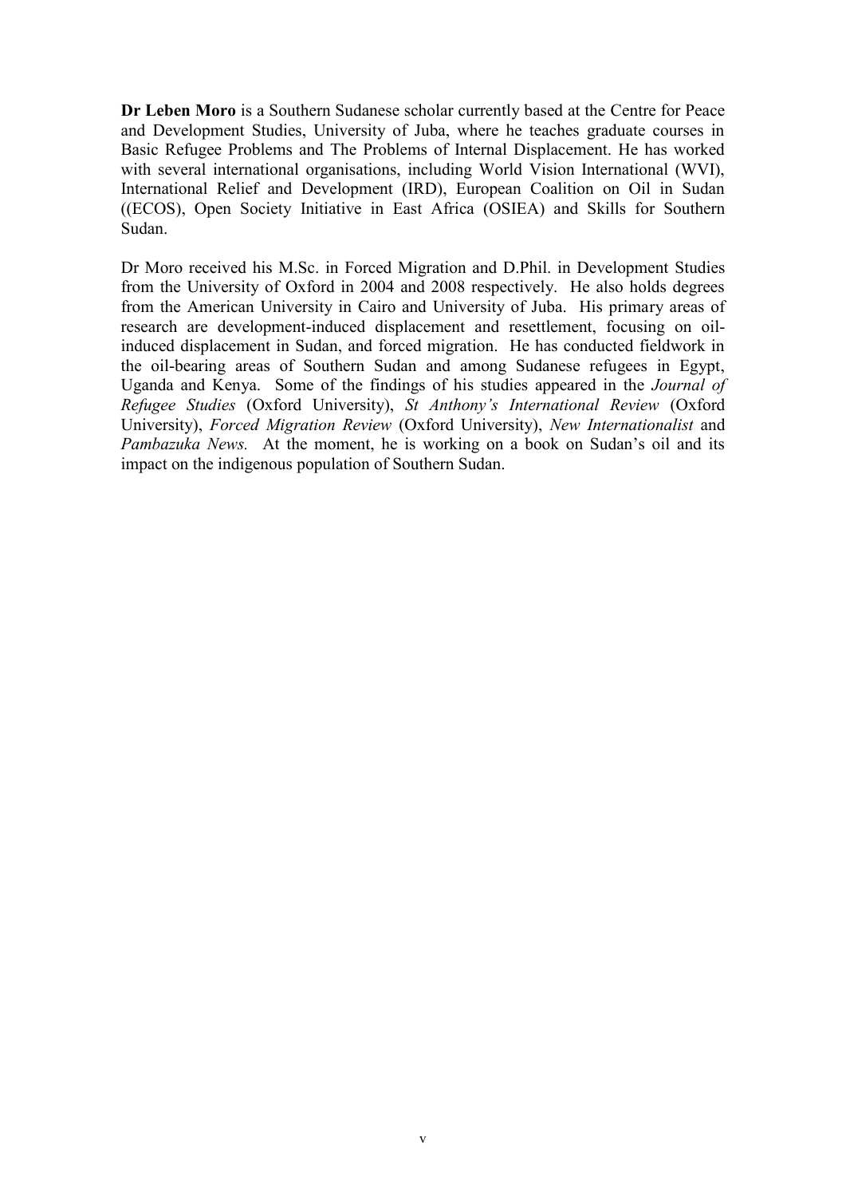**Dr Leben Moro** is a Southern Sudanese scholar currently based at the Centre for Peace and Development Studies, University of Juba, where he teaches graduate courses in Basic Refugee Problems and The Problems of Internal Displacement. He has worked with several international organisations, including World Vision International (WVI), International Relief and Development (IRD), European Coalition on Oil in Sudan ((ECOS), Open Society Initiative in East Africa (OSIEA) and Skills for Southern Sudan.

Dr Moro received his M.Sc. in Forced Migration and D.Phil. in Development Studies from the University of Oxford in 2004 and 2008 respectively. He also holds degrees from the American University in Cairo and University of Juba. His primary areas of research are development-induced displacement and resettlement, focusing on oil-induced displacement in Sudan, and forced migration. He has conducted fieldwork in the oil-bearing areas of Southern Sudan and among Sudanese refugees in Egypt, Uganda and Kenya. Some of the findings of his studies appeared in the *Journal of Refugee Studies* (Oxford University), *St Anthony's International Review* (Oxford University), *Forced Migration Review* (Oxford University), *New Internationalist* and *Pambazuka News.* At the moment, he is working on a book on Sudan's oil and its impact on the indigenous population of Southern Sudan.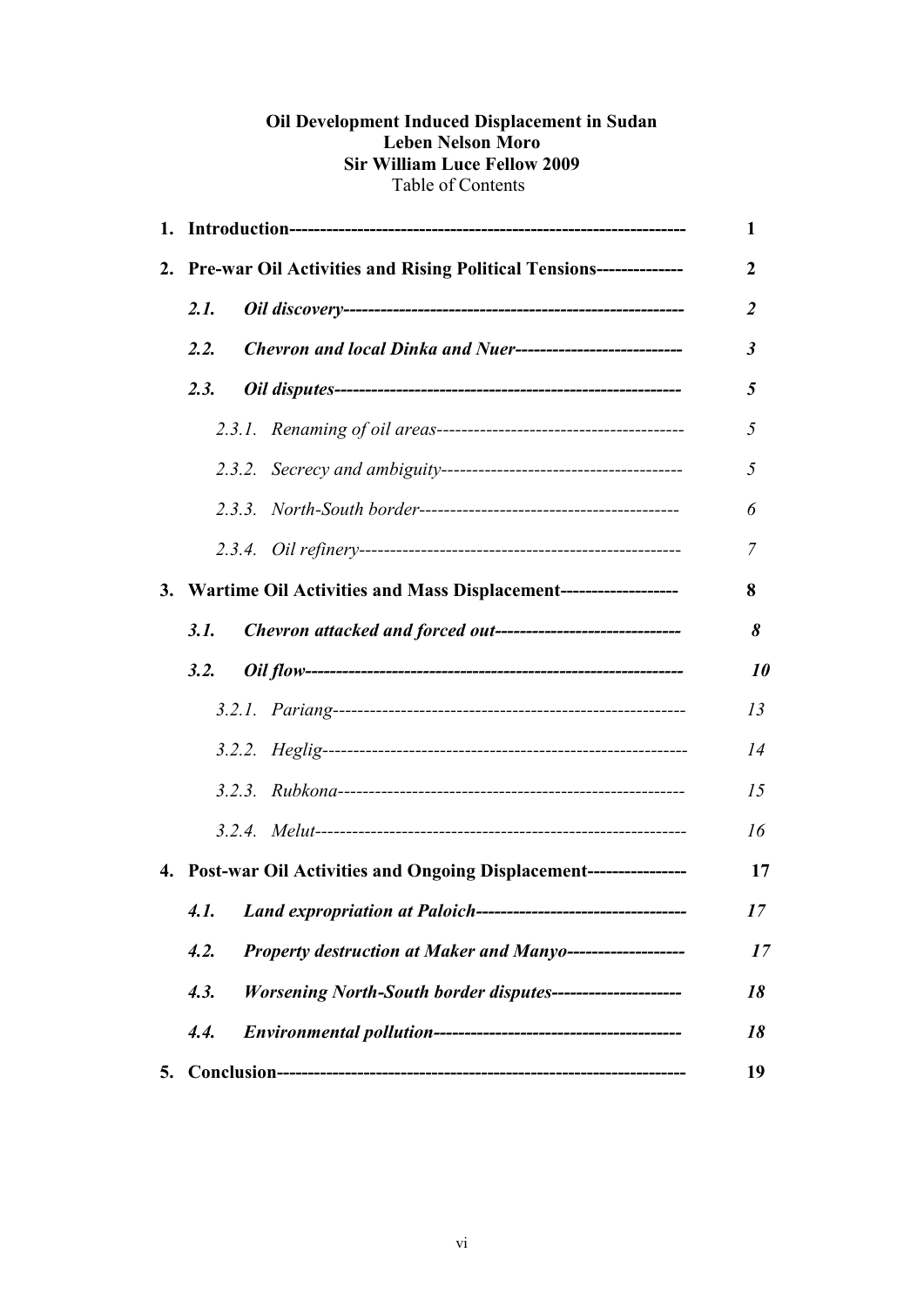**Oil Development Induced Displacement in Sudan**
**Leben Nelson Moro**
**Sir William Luce Fellow 2009**
Table of Contents

| | |
|---|---|
| **1. Introduction---------------------------------------------------------------** | **1** |
| **2. Pre-war Oil Activities and Rising Political Tensions--------------** | **2** |
| ***2.1. Oil discovery-------------------------------------------------------*** | ***2*** |
| ***2.2. Chevron and local Dinka and Nuer---------------------------*** | ***3*** |
| ***2.3. Oil disputes--------------------------------------------------------*** | ***5*** |
| *2.3.1. Renaming of oil areas----------------------------------------* | *5* |
| *2.3.2. Secrecy and ambiguity---------------------------------------* | *5* |
| *2.3.3. North-South border------------------------------------------* | *6* |
| *2.3.4. Oil refinery-----------------------------------------------------* | *7* |
| **3. Wartime Oil Activities and Mass Displacement-------------------** | **8** |
| ***3.1. Chevron attacked and forced out------------------------------*** | ***8*** |
| ***3.2. Oil flow---------------------------------------------------------------*** | ***10*** |
| *3.2.1. Pariang----------------------------------------------------------* | *13* |
| *3.2.2. Heglig------------------------------------------------------------* | *14* |
| *3.2.3. Rubkona---------------------------------------------------------* | *15* |
| *3.2.4. Melut--------------------------------------------------------------* | *16* |
| **4. Post-war Oil Activities and Ongoing Displacement----------------** | **17** |
| ***4.1. Land expropriation at Paloich----------------------------------*** | ***17*** |
| ***4.2. Property destruction at Maker and Manyo-------------------*** | ***17*** |
| ***4.3. Worsening North-South border disputes---------------------*** | ***18*** |
| ***4.4. Environmental pollution-----------------------------------------*** | ***18*** |
| **5. Conclusion-----------------------------------------------------------------** | **19** |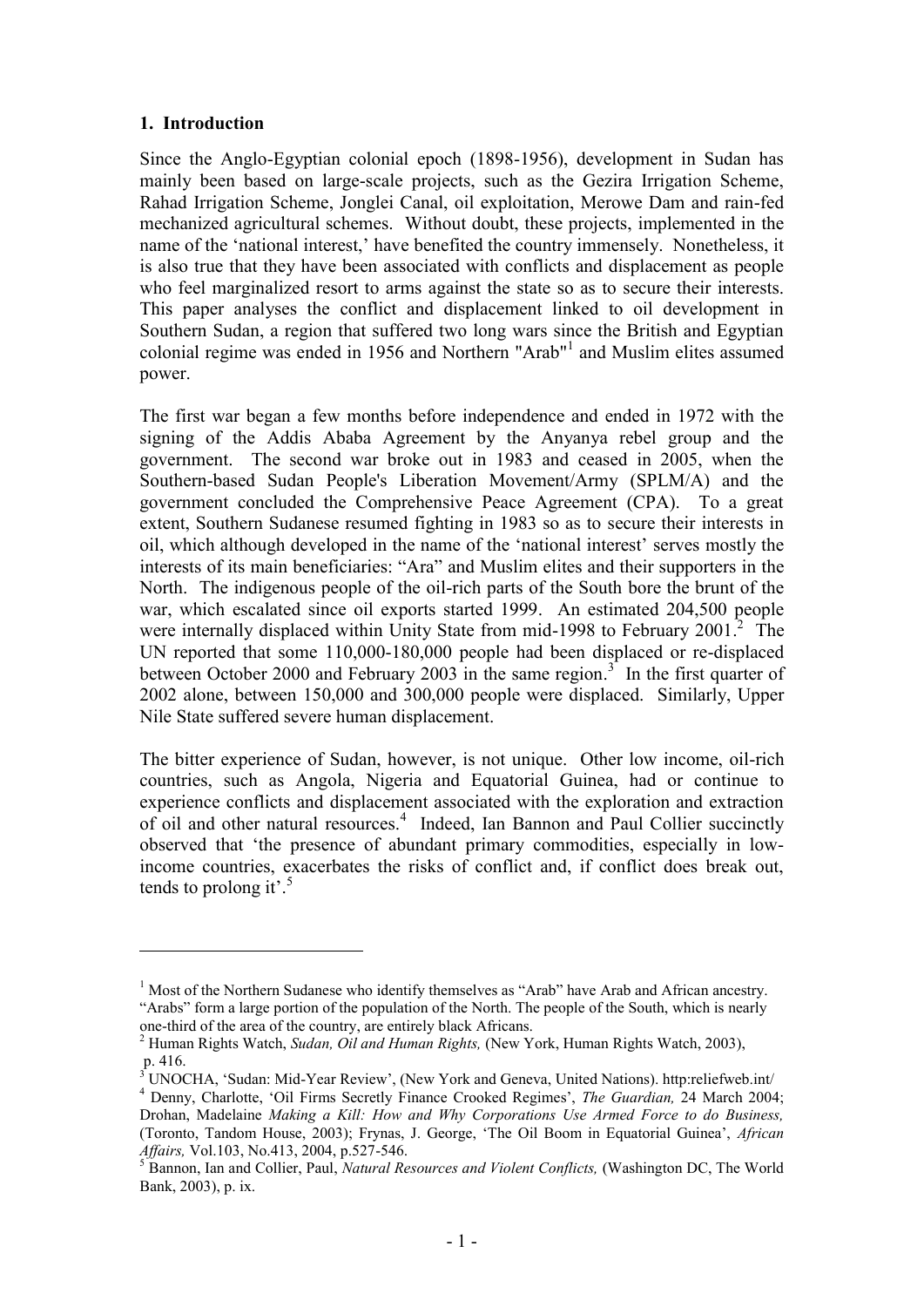## 1. Introduction

Since the Anglo-Egyptian colonial epoch (1898-1956), development in Sudan has mainly been based on large-scale projects, such as the Gezira Irrigation Scheme, Rahad Irrigation Scheme, Jonglei Canal, oil exploitation, Merowe Dam and rain-fed mechanized agricultural schemes. Without doubt, these projects, implemented in the name of the 'national interest,' have benefited the country immensely. Nonetheless, it is also true that they have been associated with conflicts and displacement as people who feel marginalized resort to arms against the state so as to secure their interests. This paper analyses the conflict and displacement linked to oil development in Southern Sudan, a region that suffered two long wars since the British and Egyptian colonial regime was ended in 1956 and Northern "Arab"[1] and Muslim elites assumed power.

The first war began a few months before independence and ended in 1972 with the signing of the Addis Ababa Agreement by the Anyanya rebel group and the government. The second war broke out in 1983 and ceased in 2005, when the Southern-based Sudan People's Liberation Movement/Army (SPLM/A) and the government concluded the Comprehensive Peace Agreement (CPA). To a great extent, Southern Sudanese resumed fighting in 1983 so as to secure their interests in oil, which although developed in the name of the 'national interest' serves mostly the interests of its main beneficiaries: "Ara" and Muslim elites and their supporters in the North. The indigenous people of the oil-rich parts of the South bore the brunt of the war, which escalated since oil exports started 1999. An estimated 204,500 people were internally displaced within Unity State from mid-1998 to February 2001.[2] The UN reported that some 110,000-180,000 people had been displaced or re-displaced between October 2000 and February 2003 in the same region.[3] In the first quarter of 2002 alone, between 150,000 and 300,000 people were displaced. Similarly, Upper Nile State suffered severe human displacement.

The bitter experience of Sudan, however, is not unique. Other low income, oil-rich countries, such as Angola, Nigeria and Equatorial Guinea, had or continue to experience conflicts and displacement associated with the exploration and extraction of oil and other natural resources.[4] Indeed, Ian Bannon and Paul Collier succinctly observed that 'the presence of abundant primary commodities, especially in low-income countries, exacerbates the risks of conflict and, if conflict does break out, tends to prolong it'.[5]

---

[1] Most of the Northern Sudanese who identify themselves as "Arab" have Arab and African ancestry. "Arabs" form a large portion of the population of the North. The people of the South, which is nearly one-third of the area of the country, are entirely black Africans.

[2] Human Rights Watch, *Sudan, Oil and Human Rights,* (New York, Human Rights Watch, 2003), p. 416.

[3] UNOCHA, 'Sudan: Mid-Year Review', (New York and Geneva, United Nations). http:reliefweb.int/

[4] Denny, Charlotte, 'Oil Firms Secretly Finance Crooked Regimes', *The Guardian,* 24 March 2004; Drohan, Madelaine *Making a Kill: How and Why Corporations Use Armed Force to do Business,* (Toronto, Tandom House, 2003); Frynas, J. George, 'The Oil Boom in Equatorial Guinea', *African Affairs,* Vol.103, No.413, 2004, p.527-546.

[5] Bannon, Ian and Collier, Paul, *Natural Resources and Violent Conflicts,* (Washington DC, The World Bank, 2003), p. ix.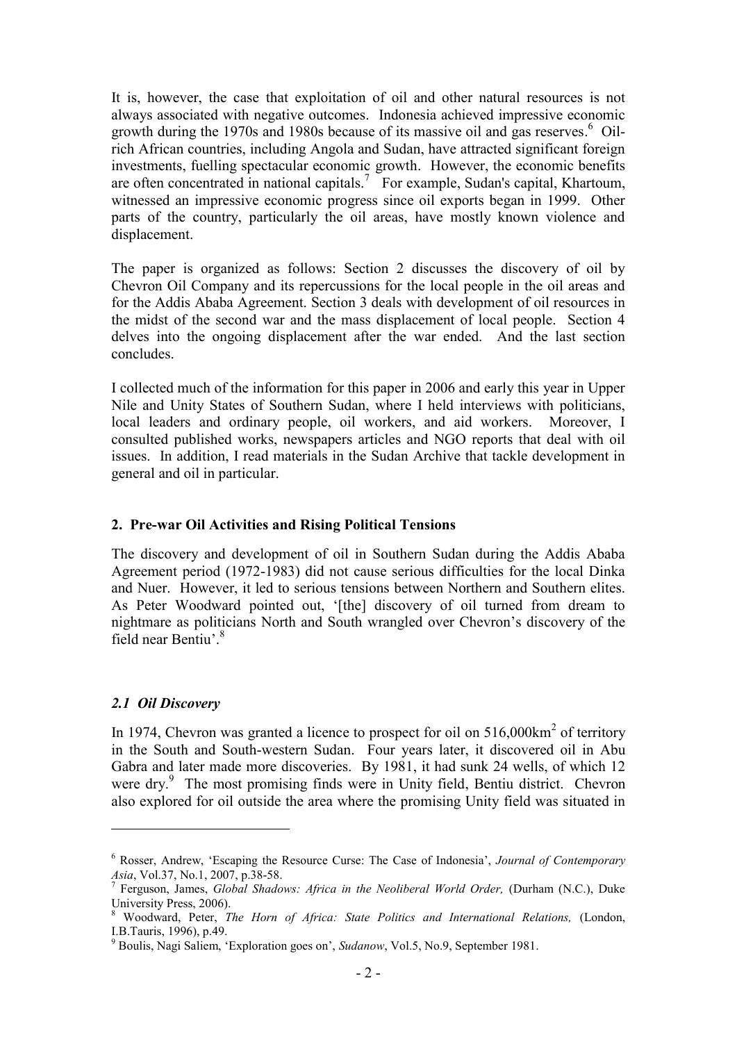It is, however, the case that exploitation of oil and other natural resources is not always associated with negative outcomes. Indonesia achieved impressive economic growth during the 1970s and 1980s because of its massive oil and gas reserves.[6] Oil-rich African countries, including Angola and Sudan, have attracted significant foreign investments, fuelling spectacular economic growth. However, the economic benefits are often concentrated in national capitals.[7] For example, Sudan's capital, Khartoum, witnessed an impressive economic progress since oil exports began in 1999. Other parts of the country, particularly the oil areas, have mostly known violence and displacement.

The paper is organized as follows: Section 2 discusses the discovery of oil by Chevron Oil Company and its repercussions for the local people in the oil areas and for the Addis Ababa Agreement. Section 3 deals with development of oil resources in the midst of the second war and the mass displacement of local people. Section 4 delves into the ongoing displacement after the war ended. And the last section concludes.

I collected much of the information for this paper in 2006 and early this year in Upper Nile and Unity States of Southern Sudan, where I held interviews with politicians, local leaders and ordinary people, oil workers, and aid workers. Moreover, I consulted published works, newspapers articles and NGO reports that deal with oil issues. In addition, I read materials in the Sudan Archive that tackle development in general and oil in particular.

## 2. Pre-war Oil Activities and Rising Political Tensions

The discovery and development of oil in Southern Sudan during the Addis Ababa Agreement period (1972-1983) did not cause serious difficulties for the local Dinka and Nuer. However, it led to serious tensions between Northern and Southern elites. As Peter Woodward pointed out, '[the] discovery of oil turned from dream to nightmare as politicians North and South wrangled over Chevron's discovery of the field near Bentiu'.[8]

### *2.1 Oil Discovery*

In 1974, Chevron was granted a licence to prospect for oil on 516,000km$^2$ of territory in the South and South-western Sudan. Four years later, it discovered oil in Abu Gabra and later made more discoveries. By 1981, it had sunk 24 wells, of which 12 were dry.[9] The most promising finds were in Unity field, Bentiu district. Chevron also explored for oil outside the area where the promising Unity field was situated in

---

[6] Rosser, Andrew, 'Escaping the Resource Curse: The Case of Indonesia', *Journal of Contemporary Asia*, Vol.37, No.1, 2007, p.38-58.

[7] Ferguson, James, *Global Shadows: Africa in the Neoliberal World Order,* (Durham (N.C.), Duke University Press, 2006).

[8] Woodward, Peter, *The Horn of Africa: State Politics and International Relations,* (London, I.B.Tauris, 1996), p.49.

[9] Boulis, Nagi Saliem, 'Exploration goes on', *Sudanow*, Vol.5, No.9, September 1981.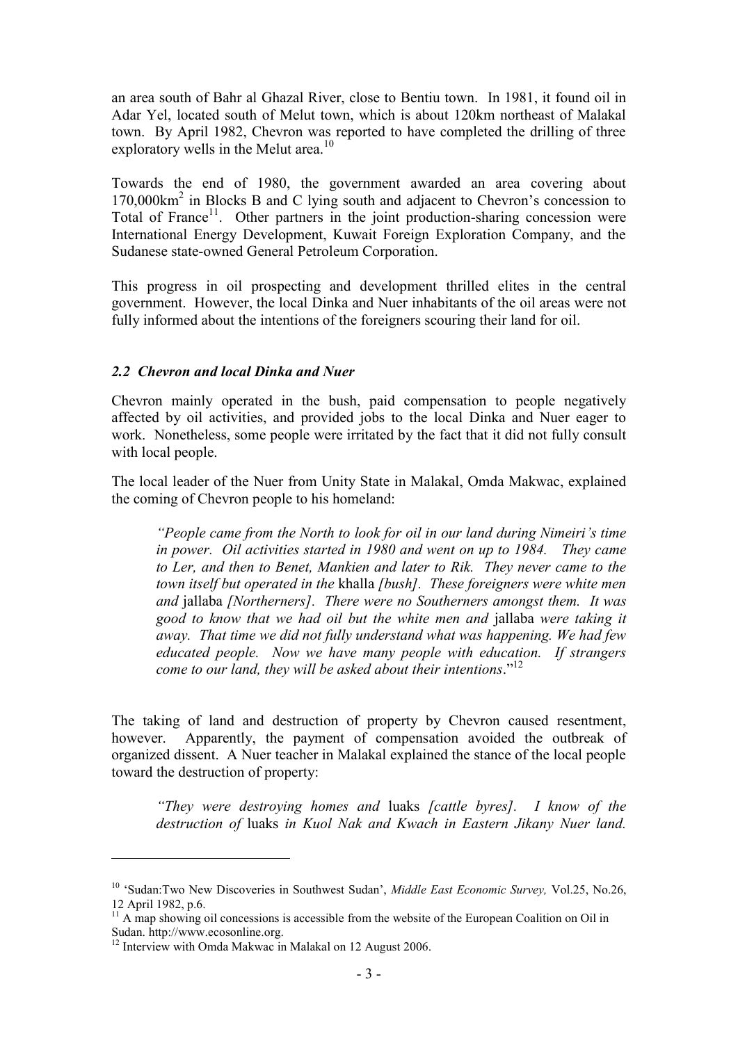an area south of Bahr al Ghazal River, close to Bentiu town. In 1981, it found oil in Adar Yel, located south of Melut town, which is about 120km northeast of Malakal town. By April 1982, Chevron was reported to have completed the drilling of three exploratory wells in the Melut area.[10]

Towards the end of 1980, the government awarded an area covering about 170,000km$^2$ in Blocks B and C lying south and adjacent to Chevron's concession to Total of France[11]. Other partners in the joint production-sharing concession were International Energy Development, Kuwait Foreign Exploration Company, and the Sudanese state-owned General Petroleum Corporation.

This progress in oil prospecting and development thrilled elites in the central government. However, the local Dinka and Nuer inhabitants of the oil areas were not fully informed about the intentions of the foreigners scouring their land for oil.

### *2.2 Chevron and local Dinka and Nuer*

Chevron mainly operated in the bush, paid compensation to people negatively affected by oil activities, and provided jobs to the local Dinka and Nuer eager to work. Nonetheless, some people were irritated by the fact that it did not fully consult with local people.

The local leader of the Nuer from Unity State in Malakal, Omda Makwac, explained the coming of Chevron people to his homeland:

> *"People came from the North to look for oil in our land during Nimeiri's time in power. Oil activities started in 1980 and went on up to 1984. They came to Ler, and then to Benet, Mankien and later to Rik. They never came to the town itself but operated in the* khalla *[bush]. These foreigners were white men and* jallaba *[Northerners]. There were no Southerners amongst them. It was good to know that we had oil but the white men and* jallaba *were taking it away. That time we did not fully understand what was happening. We had few educated people. Now we have many people with education. If strangers come to our land, they will be asked about their intentions*."[12]

The taking of land and destruction of property by Chevron caused resentment, however. Apparently, the payment of compensation avoided the outbreak of organized dissent. A Nuer teacher in Malakal explained the stance of the local people toward the destruction of property:

> *"They were destroying homes and* luaks *[cattle byres]. I know of the destruction of* luaks *in Kuol Nak and Kwach in Eastern Jikany Nuer land.*

---

[10] 'Sudan:Two New Discoveries in Southwest Sudan', *Middle East Economic Survey,* Vol.25, No.26, 12 April 1982, p.6.

[11] A map showing oil concessions is accessible from the website of the European Coalition on Oil in Sudan. http://www.ecosonline.org.

[12] Interview with Omda Makwac in Malakal on 12 August 2006.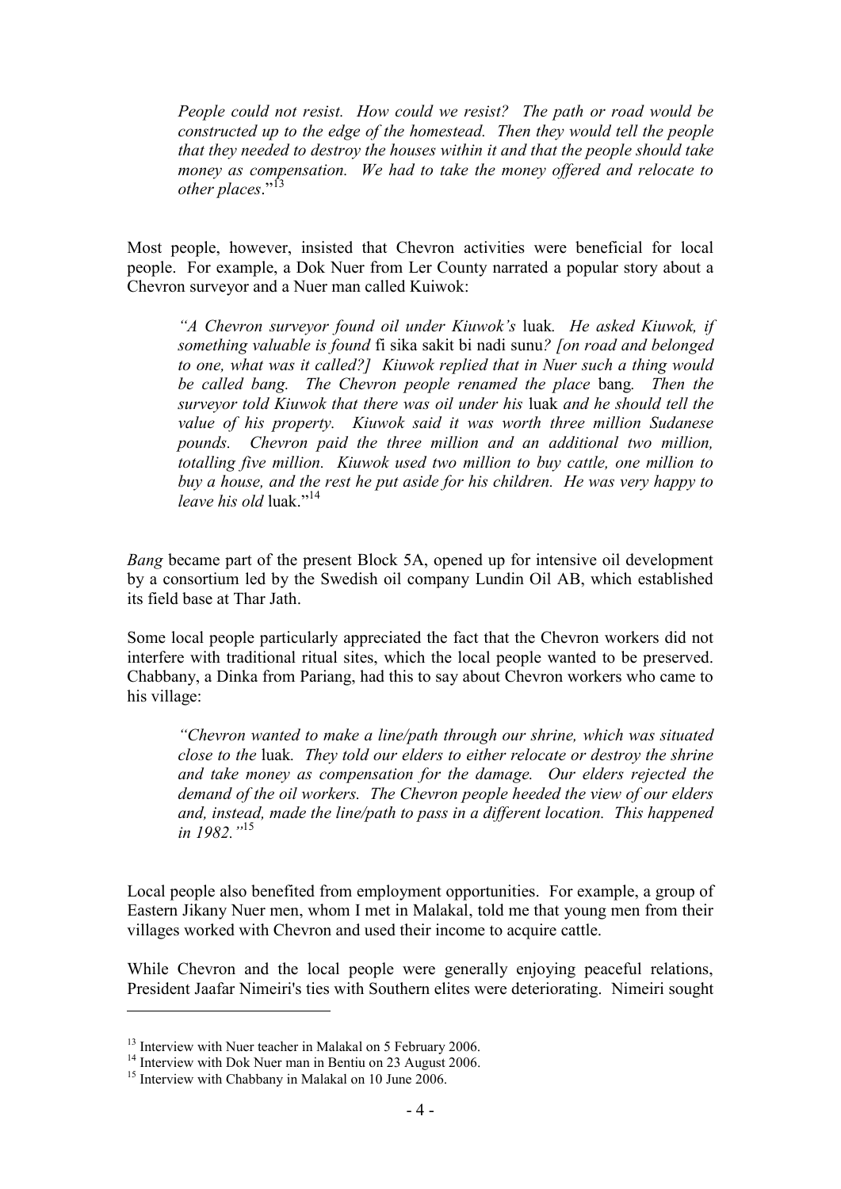*People could not resist. How could we resist? The path or road would be constructed up to the edge of the homestead. Then they would tell the people that they needed to destroy the houses within it and that the people should take money as compensation. We had to take the money offered and relocate to other places*."[13]

Most people, however, insisted that Chevron activities were beneficial for local people. For example, a Dok Nuer from Ler County narrated a popular story about a Chevron surveyor and a Nuer man called Kuiwok:

*"A Chevron surveyor found oil under Kuiwok's* luak*. He asked Kuiwok, if something valuable is found* fi sika sakit bi nadi sunu*? [on road and belonged to one, what was it called?] Kuiwok replied that in Nuer such a thing would be called bang. The Chevron people renamed the place* bang*. Then the surveyor told Kuiwok that there was oil under his* luak *and he should tell the value of his property. Kuiwok said it was worth three million Sudanese pounds. Chevron paid the three million and an additional two million, totalling five million. Kuiwok used two million to buy cattle, one million to buy a house, and the rest he put aside for his children. He was very happy to leave his old* luak."[14]

*Bang* became part of the present Block 5A, opened up for intensive oil development by a consortium led by the Swedish oil company Lundin Oil AB, which established its field base at Thar Jath.

Some local people particularly appreciated the fact that the Chevron workers did not interfere with traditional ritual sites, which the local people wanted to be preserved. Chabbany, a Dinka from Pariang, had this to say about Chevron workers who came to his village:

*"Chevron wanted to make a line/path through our shrine, which was situated close to the* luak*. They told our elders to either relocate or destroy the shrine and take money as compensation for the damage. Our elders rejected the demand of the oil workers. The Chevron people heeded the view of our elders and, instead, made the line/path to pass in a different location. This happened in 1982."*[15]

Local people also benefited from employment opportunities. For example, a group of Eastern Jikany Nuer men, whom I met in Malakal, told me that young men from their villages worked with Chevron and used their income to acquire cattle.

While Chevron and the local people were generally enjoying peaceful relations, President Jaafar Nimeiri's ties with Southern elites were deteriorating. Nimeiri sought

---

[13] Interview with Nuer teacher in Malakal on 5 February 2006.

[14] Interview with Dok Nuer man in Bentiu on 23 August 2006.

[15] Interview with Chabbany in Malakal on 10 June 2006.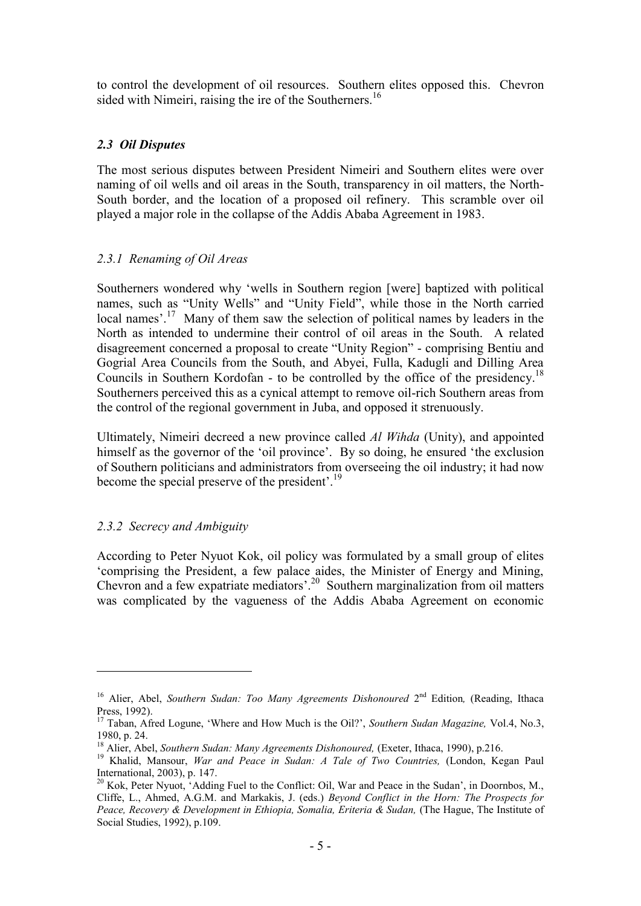to control the development of oil resources. Southern elites opposed this. Chevron sided with Nimeiri, raising the ire of the Southerners.[16]

### *2.3 Oil Disputes*

The most serious disputes between President Nimeiri and Southern elites were over naming of oil wells and oil areas in the South, transparency in oil matters, the North-South border, and the location of a proposed oil refinery. This scramble over oil played a major role in the collapse of the Addis Ababa Agreement in 1983.

#### *2.3.1 Renaming of Oil Areas*

Southerners wondered why 'wells in Southern region [were] baptized with political names, such as "Unity Wells" and "Unity Field", while those in the North carried local names'.[17] Many of them saw the selection of political names by leaders in the North as intended to undermine their control of oil areas in the South. A related disagreement concerned a proposal to create "Unity Region" - comprising Bentiu and Gogrial Area Councils from the South, and Abyei, Fulla, Kadugli and Dilling Area Councils in Southern Kordofan - to be controlled by the office of the presidency.[18] Southerners perceived this as a cynical attempt to remove oil-rich Southern areas from the control of the regional government in Juba, and opposed it strenuously.

Ultimately, Nimeiri decreed a new province called *Al Wihda* (Unity), and appointed himself as the governor of the 'oil province'. By so doing, he ensured 'the exclusion of Southern politicians and administrators from overseeing the oil industry; it had now become the special preserve of the president'.[19]

#### *2.3.2 Secrecy and Ambiguity*

According to Peter Nyuot Kok, oil policy was formulated by a small group of elites 'comprising the President, a few palace aides, the Minister of Energy and Mining, Chevron and a few expatriate mediators'.[20] Southern marginalization from oil matters was complicated by the vagueness of the Addis Ababa Agreement on economic

---

[16] Alier, Abel, *Southern Sudan: Too Many Agreements Dishonoured* 2nd Edition, (Reading, Ithaca Press, 1992).

[17] Taban, Afred Logune, 'Where and How Much is the Oil?', *Southern Sudan Magazine,* Vol.4, No.3, 1980, p. 24.

[18] Alier, Abel, *Southern Sudan: Many Agreements Dishonoured,* (Exeter, Ithaca, 1990), p.216.

[19] Khalid, Mansour, *War and Peace in Sudan: A Tale of Two Countries,* (London, Kegan Paul International, 2003), p. 147.

[20] Kok, Peter Nyuot, 'Adding Fuel to the Conflict: Oil, War and Peace in the Sudan', in Doornbos, M., Cliffe, L., Ahmed, A.G.M. and Markakis, J. (eds.) *Beyond Conflict in the Horn: The Prospects for Peace, Recovery & Development in Ethiopia, Somalia, Eriteria & Sudan,* (The Hague, The Institute of Social Studies, 1992), p.109.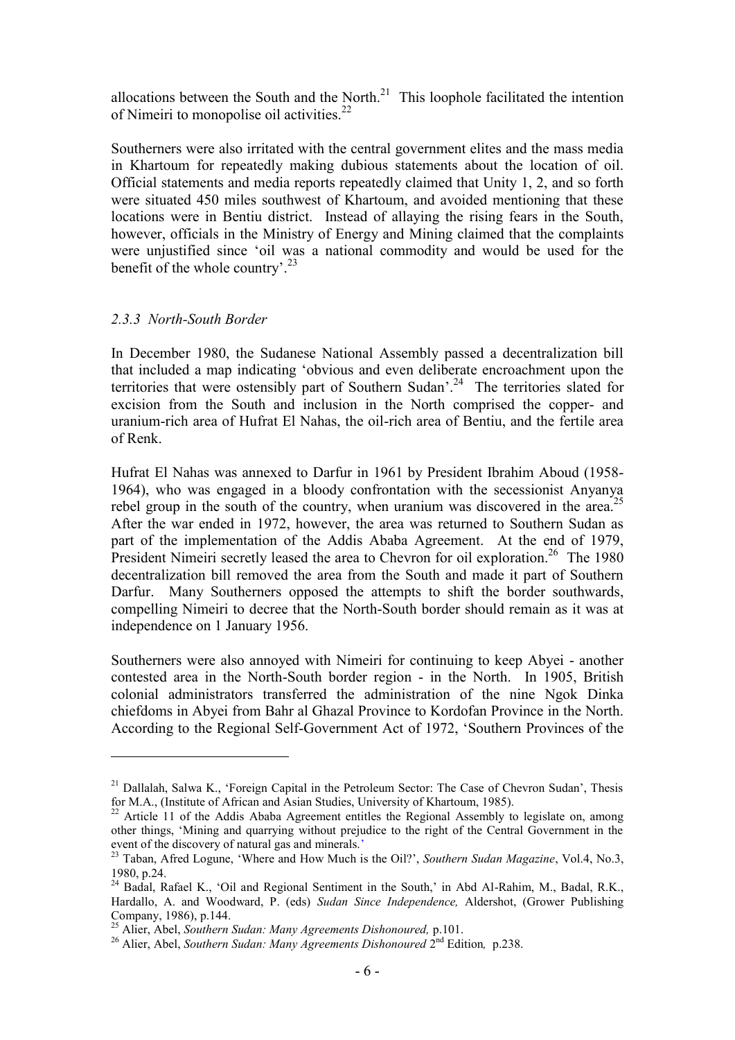allocations between the South and the North.[21] This loophole facilitated the intention of Nimeiri to monopolise oil activities.[22]

Southerners were also irritated with the central government elites and the mass media in Khartoum for repeatedly making dubious statements about the location of oil. Official statements and media reports repeatedly claimed that Unity 1, 2, and so forth were situated 450 miles southwest of Khartoum, and avoided mentioning that these locations were in Bentiu district. Instead of allaying the rising fears in the South, however, officials in the Ministry of Energy and Mining claimed that the complaints were unjustified since 'oil was a national commodity and would be used for the benefit of the whole country'.[23]

### *2.3.3 North-South Border*

In December 1980, the Sudanese National Assembly passed a decentralization bill that included a map indicating 'obvious and even deliberate encroachment upon the territories that were ostensibly part of Southern Sudan'.[24] The territories slated for excision from the South and inclusion in the North comprised the copper- and uranium-rich area of Hufrat El Nahas, the oil-rich area of Bentiu, and the fertile area of Renk.

Hufrat El Nahas was annexed to Darfur in 1961 by President Ibrahim Aboud (1958-1964), who was engaged in a bloody confrontation with the secessionist Anyanya rebel group in the south of the country, when uranium was discovered in the area.[25] After the war ended in 1972, however, the area was returned to Southern Sudan as part of the implementation of the Addis Ababa Agreement. At the end of 1979, President Nimeiri secretly leased the area to Chevron for oil exploration.[26] The 1980 decentralization bill removed the area from the South and made it part of Southern Darfur. Many Southerners opposed the attempts to shift the border southwards, compelling Nimeiri to decree that the North-South border should remain as it was at independence on 1 January 1956.

Southerners were also annoyed with Nimeiri for continuing to keep Abyei - another contested area in the North-South border region - in the North. In 1905, British colonial administrators transferred the administration of the nine Ngok Dinka chiefdoms in Abyei from Bahr al Ghazal Province to Kordofan Province in the North. According to the Regional Self-Government Act of 1972, 'Southern Provinces of the

---

[21] Dallalah, Salwa K., 'Foreign Capital in the Petroleum Sector: The Case of Chevron Sudan', Thesis for M.A., (Institute of African and Asian Studies, University of Khartoum, 1985).

[22] Article 11 of the Addis Ababa Agreement entitles the Regional Assembly to legislate on, among other things, 'Mining and quarrying without prejudice to the right of the Central Government in the event of the discovery of natural gas and minerals.'

[23] Taban, Afred Logune, 'Where and How Much is the Oil?', *Southern Sudan Magazine*, Vol.4, No.3, 1980, p.24.

[24] Badal, Rafael K., 'Oil and Regional Sentiment in the South,' in Abd Al-Rahim, M., Badal, R.K., Hardallo, A. and Woodward, P. (eds) *Sudan Since Independence,* Aldershot, (Grower Publishing Company, 1986), p.144.

[25] Alier, Abel, *Southern Sudan: Many Agreements Dishonoured,* p.101.

[26] Alier, Abel, *Southern Sudan: Many Agreements Dishonoured* 2nd Edition*,* p.238.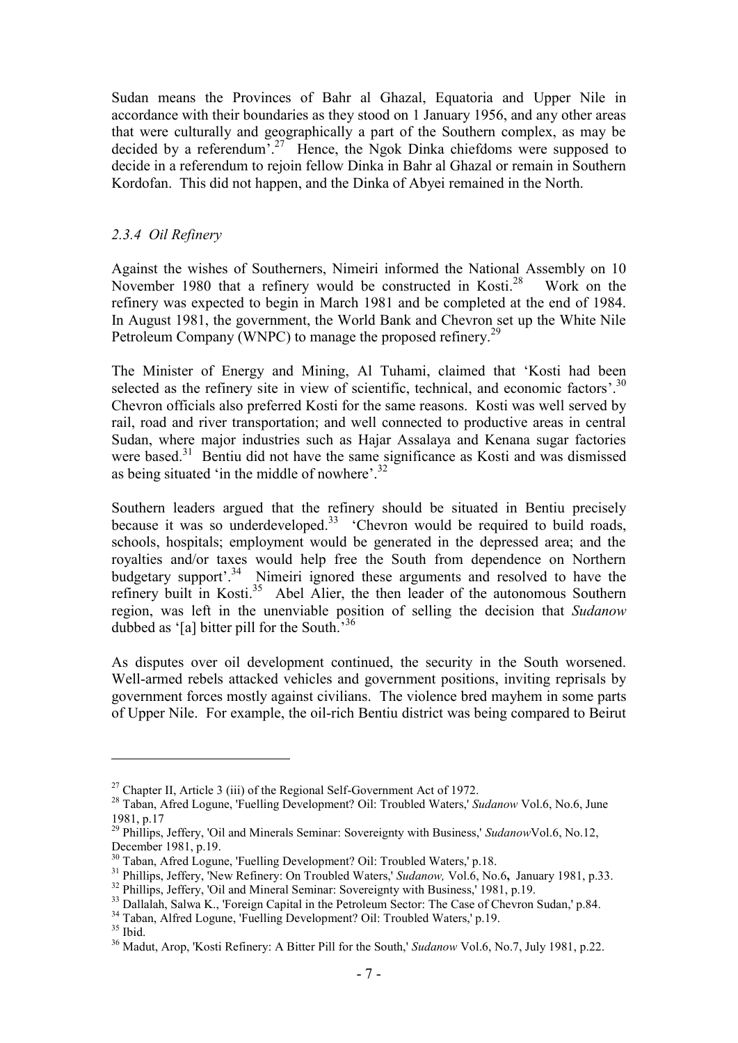Sudan means the Provinces of Bahr al Ghazal, Equatoria and Upper Nile in accordance with their boundaries as they stood on 1 January 1956, and any other areas that were culturally and geographically a part of the Southern complex, as may be decided by a referendum'.[27] Hence, the Ngok Dinka chiefdoms were supposed to decide in a referendum to rejoin fellow Dinka in Bahr al Ghazal or remain in Southern Kordofan. This did not happen, and the Dinka of Abyei remained in the North.

### *2.3.4 Oil Refinery*

Against the wishes of Southerners, Nimeiri informed the National Assembly on 10 November 1980 that a refinery would be constructed in Kosti.[28] Work on the refinery was expected to begin in March 1981 and be completed at the end of 1984. In August 1981, the government, the World Bank and Chevron set up the White Nile Petroleum Company (WNPC) to manage the proposed refinery.[29]

The Minister of Energy and Mining, Al Tuhami, claimed that 'Kosti had been selected as the refinery site in view of scientific, technical, and economic factors'.[30] Chevron officials also preferred Kosti for the same reasons. Kosti was well served by rail, road and river transportation; and well connected to productive areas in central Sudan, where major industries such as Hajar Assalaya and Kenana sugar factories were based.[31] Bentiu did not have the same significance as Kosti and was dismissed as being situated 'in the middle of nowhere'.[32]

Southern leaders argued that the refinery should be situated in Bentiu precisely because it was so underdeveloped.[33] 'Chevron would be required to build roads, schools, hospitals; employment would be generated in the depressed area; and the royalties and/or taxes would help free the South from dependence on Northern budgetary support'.[34] Nimeiri ignored these arguments and resolved to have the refinery built in Kosti.[35] Abel Alier, the then leader of the autonomous Southern region, was left in the unenviable position of selling the decision that *Sudanow* dubbed as '[a] bitter pill for the South.'[36]

As disputes over oil development continued, the security in the South worsened. Well-armed rebels attacked vehicles and government positions, inviting reprisals by government forces mostly against civilians. The violence bred mayhem in some parts of Upper Nile. For example, the oil-rich Bentiu district was being compared to Beirut

---

[27] Chapter II, Article 3 (iii) of the Regional Self-Government Act of 1972.

[28] Taban, Afred Logune, 'Fuelling Development? Oil: Troubled Waters,' *Sudanow* Vol.6, No.6, June 1981, p.17

[29] Phillips, Jeffery, 'Oil and Minerals Seminar: Sovereignty with Business,' *Sudanow*Vol.6, No.12, December 1981, p.19.

[30] Taban, Afred Logune, 'Fuelling Development? Oil: Troubled Waters,' p.18.

[31] Phillips, Jeffery, 'New Refinery: On Troubled Waters,' *Sudanow,* Vol.6, No.6**,** January 1981, p.33.

[32] Phillips, Jeffery, 'Oil and Mineral Seminar: Sovereignty with Business,' 1981, p.19.

[33] Dallalah, Salwa K., 'Foreign Capital in the Petroleum Sector: The Case of Chevron Sudan,' p.84.

[34] Taban, Alfred Logune, 'Fuelling Development? Oil: Troubled Waters,' p.19.

[35] Ibid.

[36] Madut, Arop, 'Kosti Refinery: A Bitter Pill for the South,' *Sudanow* Vol.6, No.7, July 1981, p.22.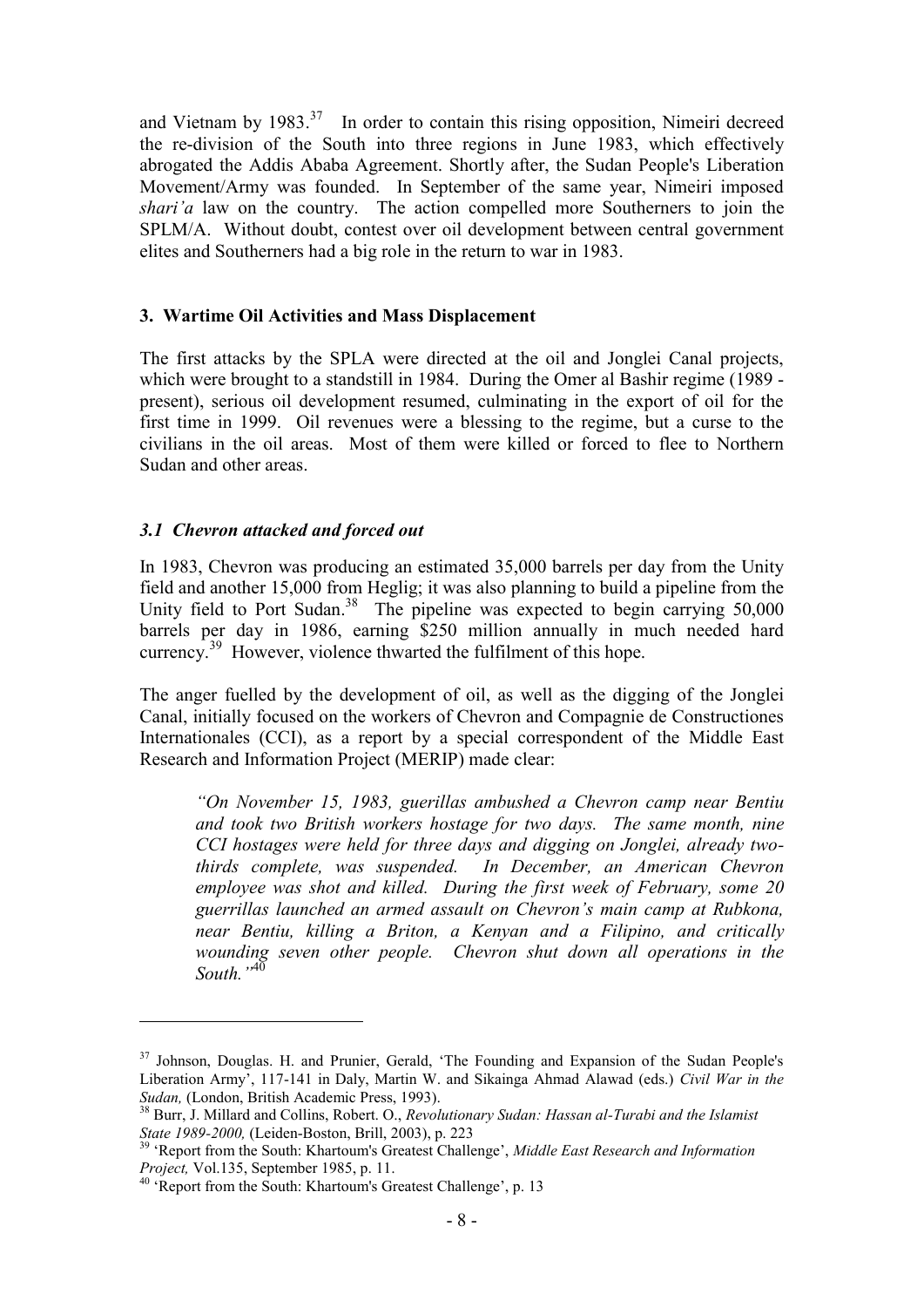and Vietnam by 1983.[37] In order to contain this rising opposition, Nimeiri decreed the re-division of the South into three regions in June 1983, which effectively abrogated the Addis Ababa Agreement. Shortly after, the Sudan People's Liberation Movement/Army was founded. In September of the same year, Nimeiri imposed *shari'a* law on the country. The action compelled more Southerners to join the SPLM/A. Without doubt, contest over oil development between central government elites and Southerners had a big role in the return to war in 1983.

### 3. Wartime Oil Activities and Mass Displacement

The first attacks by the SPLA were directed at the oil and Jonglei Canal projects, which were brought to a standstill in 1984. During the Omer al Bashir regime (1989 - present), serious oil development resumed, culminating in the export of oil for the first time in 1999. Oil revenues were a blessing to the regime, but a curse to the civilians in the oil areas. Most of them were killed or forced to flee to Northern Sudan and other areas.

#### *3.1 Chevron attacked and forced out*

In 1983, Chevron was producing an estimated 35,000 barrels per day from the Unity field and another 15,000 from Heglig; it was also planning to build a pipeline from the Unity field to Port Sudan.[38] The pipeline was expected to begin carrying 50,000 barrels per day in 1986, earning $250 million annually in much needed hard currency.[39] However, violence thwarted the fulfilment of this hope.

The anger fuelled by the development of oil, as well as the digging of the Jonglei Canal, initially focused on the workers of Chevron and Compagnie de Constructiones Internationales (CCI), as a report by a special correspondent of the Middle East Research and Information Project (MERIP) made clear:

> *"On November 15, 1983, guerillas ambushed a Chevron camp near Bentiu and took two British workers hostage for two days. The same month, nine CCI hostages were held for three days and digging on Jonglei, already two-thirds complete, was suspended. In December, an American Chevron employee was shot and killed. During the first week of February, some 20 guerrillas launched an armed assault on Chevron's main camp at Rubkona, near Bentiu, killing a Briton, a Kenyan and a Filipino, and critically wounding seven other people. Chevron shut down all operations in the South."*[40]

---

[37] Johnson, Douglas. H. and Prunier, Gerald, 'The Founding and Expansion of the Sudan People's Liberation Army', 117-141 in Daly, Martin W. and Sikainga Ahmad Alawad (eds.) *Civil War in the Sudan,* (London, British Academic Press, 1993).

[38] Burr, J. Millard and Collins, Robert. O., *Revolutionary Sudan: Hassan al-Turabi and the Islamist State 1989-2000,* (Leiden-Boston, Brill, 2003), p. 223

[39] 'Report from the South: Khartoum's Greatest Challenge', *Middle East Research and Information Project,* Vol.135, September 1985, p. 11.

[40] 'Report from the South: Khartoum's Greatest Challenge', p. 13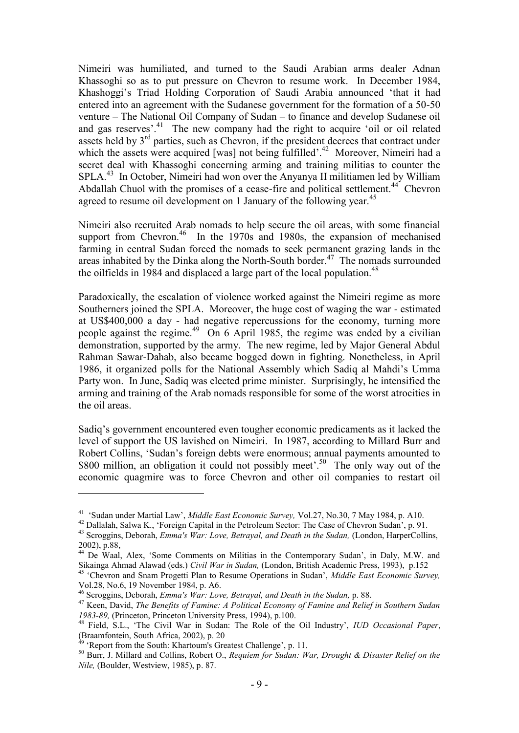Nimeiri was humiliated, and turned to the Saudi Arabian arms dealer Adnan Khassoghi so as to put pressure on Chevron to resume work. In December 1984, Khashoggi's Triad Holding Corporation of Saudi Arabia announced 'that it had entered into an agreement with the Sudanese government for the formation of a 50-50 venture – The National Oil Company of Sudan – to finance and develop Sudanese oil and gas reserves'.[41] The new company had the right to acquire 'oil or oil related assets held by 3rd parties, such as Chevron, if the president decrees that contract under which the assets were acquired [was] not being fulfilled'.[42] Moreover, Nimeiri had a secret deal with Khassoghi concerning arming and training militias to counter the SPLA.[43] In October, Nimeiri had won over the Anyanya II militiamen led by William Abdallah Chuol with the promises of a cease-fire and political settlement.[44] Chevron agreed to resume oil development on 1 January of the following year.[45]

Nimeiri also recruited Arab nomads to help secure the oil areas, with some financial support from Chevron.[46] In the 1970s and 1980s, the expansion of mechanised farming in central Sudan forced the nomads to seek permanent grazing lands in the areas inhabited by the Dinka along the North-South border.[47] The nomads surrounded the oilfields in 1984 and displaced a large part of the local population.[48]

Paradoxically, the escalation of violence worked against the Nimeiri regime as more Southerners joined the SPLA. Moreover, the huge cost of waging the war - estimated at US$400,000 a day - had negative repercussions for the economy, turning more people against the regime.[49] On 6 April 1985, the regime was ended by a civilian demonstration, supported by the army. The new regime, led by Major General Abdul Rahman Sawar-Dahab, also became bogged down in fighting. Nonetheless, in April 1986, it organized polls for the National Assembly which Sadiq al Mahdi's Umma Party won. In June, Sadiq was elected prime minister. Surprisingly, he intensified the arming and training of the Arab nomads responsible for some of the worst atrocities in the oil areas.

Sadiq's government encountered even tougher economic predicaments as it lacked the level of support the US lavished on Nimeiri. In 1987, according to Millard Burr and Robert Collins, 'Sudan's foreign debts were enormous; annual payments amounted to $800 million, an obligation it could not possibly meet'.[50] The only way out of the economic quagmire was to force Chevron and other oil companies to restart oil

---

[41] 'Sudan under Martial Law', *Middle East Economic Survey,* Vol.27, No.30, 7 May 1984, p. A10.

[42] Dallalah, Salwa K., 'Foreign Capital in the Petroleum Sector: The Case of Chevron Sudan', p. 91.

[43] Scroggins, Deborah, *Emma's War: Love, Betrayal, and Death in the Sudan,* (London, HarperCollins, 2002), p.88,

[44] De Waal, Alex, 'Some Comments on Militias in the Contemporary Sudan', in Daly, M.W. and Sikainga Ahmad Alawad (eds.) *Civil War in Sudan,* (London, British Academic Press, 1993), p.152

[45] 'Chevron and Snam Progetti Plan to Resume Operations in Sudan', *Middle East Economic Survey,* Vol.28, No.6, 19 November 1984, p. A6.

[46] Scroggins, Deborah, *Emma's War: Love, Betrayal, and Death in the Sudan,* p. 88.

[47] Keen, David, *The Benefits of Famine: A Political Economy of Famine and Relief in Southern Sudan 1983-89,* (Princeton, Princeton University Press, 1994), p.100.

[48] Field, S.L., 'The Civil War in Sudan: The Role of the Oil Industry', *IUD Occasional Paper*, (Braamfontein, South Africa, 2002), p. 20

[49] 'Report from the South: Khartoum's Greatest Challenge', p. 11.

[50] Burr, J. Millard and Collins, Robert O., *Requiem for Sudan: War, Drought & Disaster Relief on the Nile,* (Boulder, Westview, 1985), p. 87.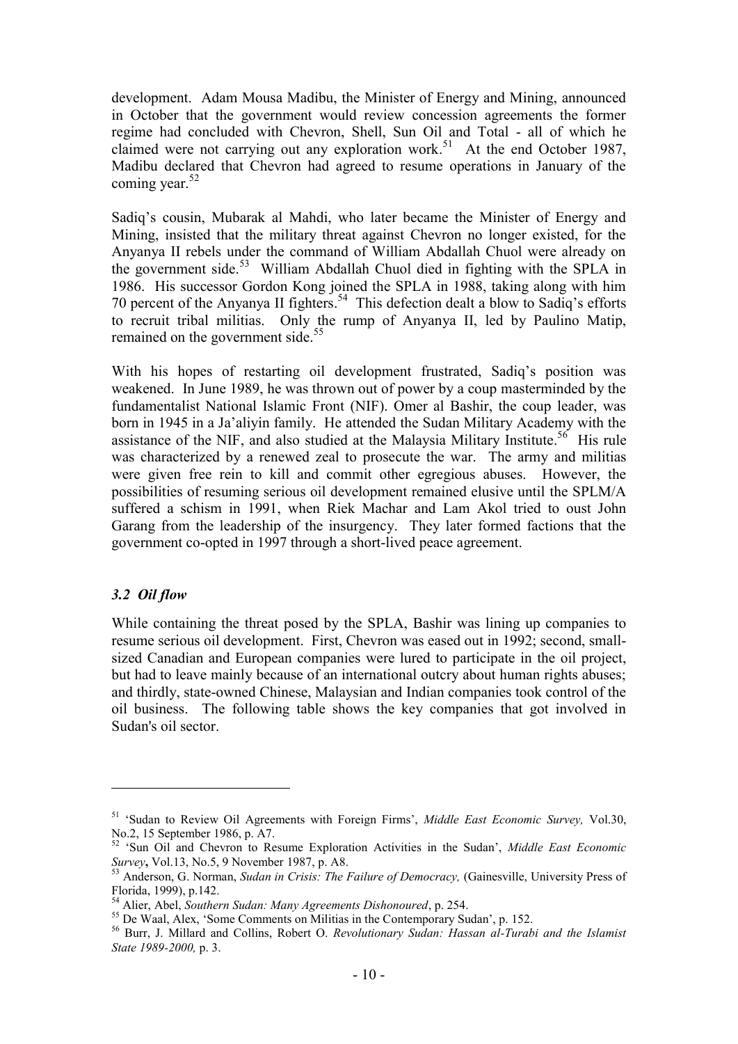development. Adam Mousa Madibu, the Minister of Energy and Mining, announced in October that the government would review concession agreements the former regime had concluded with Chevron, Shell, Sun Oil and Total - all of which he claimed were not carrying out any exploration work.[51] At the end October 1987, Madibu declared that Chevron had agreed to resume operations in January of the coming year.[52]

Sadiq's cousin, Mubarak al Mahdi, who later became the Minister of Energy and Mining, insisted that the military threat against Chevron no longer existed, for the Anyanya II rebels under the command of William Abdallah Chuol were already on the government side.[53] William Abdallah Chuol died in fighting with the SPLA in 1986. His successor Gordon Kong joined the SPLA in 1988, taking along with him 70 percent of the Anyanya II fighters.[54] This defection dealt a blow to Sadiq's efforts to recruit tribal militias. Only the rump of Anyanya II, led by Paulino Matip, remained on the government side.[55]

With his hopes of restarting oil development frustrated, Sadiq's position was weakened. In June 1989, he was thrown out of power by a coup masterminded by the fundamentalist National Islamic Front (NIF). Omer al Bashir, the coup leader, was born in 1945 in a Ja'aliyin family. He attended the Sudan Military Academy with the assistance of the NIF, and also studied at the Malaysia Military Institute.[56] His rule was characterized by a renewed zeal to prosecute the war. The army and militias were given free rein to kill and commit other egregious abuses. However, the possibilities of resuming serious oil development remained elusive until the SPLM/A suffered a schism in 1991, when Riek Machar and Lam Akol tried to oust John Garang from the leadership of the insurgency. They later formed factions that the government co-opted in 1997 through a short-lived peace agreement.

### *3.2 Oil flow*

While containing the threat posed by the SPLA, Bashir was lining up companies to resume serious oil development. First, Chevron was eased out in 1992; second, small-sized Canadian and European companies were lured to participate in the oil project, but had to leave mainly because of an international outcry about human rights abuses; and thirdly, state-owned Chinese, Malaysian and Indian companies took control of the oil business. The following table shows the key companies that got involved in Sudan's oil sector.

---

[51] 'Sudan to Review Oil Agreements with Foreign Firms', *Middle East Economic Survey,* Vol.30, No.2, 15 September 1986, p. A7.

[52] 'Sun Oil and Chevron to Resume Exploration Activities in the Sudan', *Middle East Economic Survey***,** Vol.13, No.5, 9 November 1987, p. A8.

[53] Anderson, G. Norman, *Sudan in Crisis: The Failure of Democracy,* (Gainesville, University Press of Florida, 1999), p.142.

[54] Alier, Abel, *Southern Sudan: Many Agreements Dishonoured*, p. 254.

[55] De Waal, Alex, 'Some Comments on Militias in the Contemporary Sudan', p. 152.

[56] Burr, J. Millard and Collins, Robert O. *Revolutionary Sudan: Hassan al-Turabi and the Islamist State 1989-2000,* p. 3.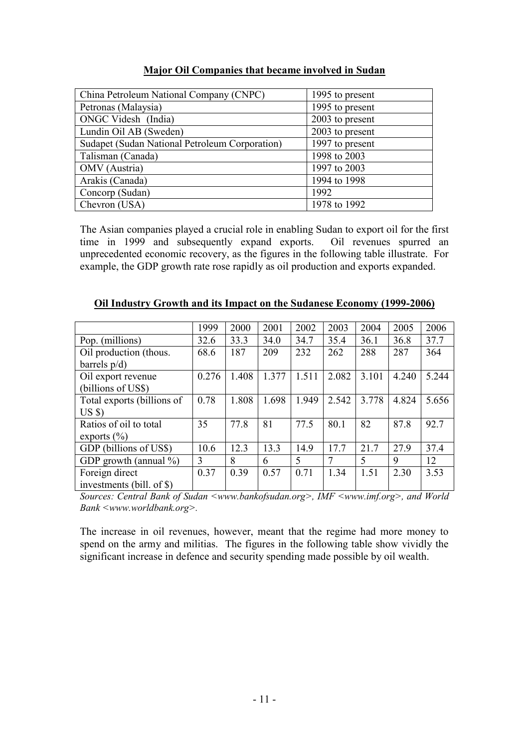**Major Oil Companies that became involved in Sudan**

| | |
|---|---|
| China Petroleum National Company (CNPC) | 1995 to present |
| Petronas (Malaysia) | 1995 to present |
| ONGC Videsh (India) | 2003 to present |
| Lundin Oil AB (Sweden) | 2003 to present |
| Sudapet (Sudan National Petroleum Corporation) | 1997 to present |
| Talisman (Canada) | 1998 to 2003 |
| OMV (Austria) | 1997 to 2003 |
| Arakis (Canada) | 1994 to 1998 |
| Concorp (Sudan) | 1992 |
| Chevron (USA) | 1978 to 1992 |

The Asian companies played a crucial role in enabling Sudan to export oil for the first time in 1999 and subsequently expand exports. Oil revenues spurred an unprecedented economic recovery, as the figures in the following table illustrate. For example, the GDP growth rate rose rapidly as oil production and exports expanded.

**Oil Industry Growth and its Impact on the Sudanese Economy (1999-2006)**

| | 1999 | 2000 | 2001 | 2002 | 2003 | 2004 | 2005 | 2006 |
|---|---|---|---|---|---|---|---|---|
| Pop. (millions) | 32.6 | 33.3 | 34.0 | 34.7 | 35.4 | 36.1 | 36.8 | 37.7 |
| Oil production (thous. barrels p/d) | 68.6 | 187 | 209 | 232 | 262 | 288 | 287 | 364 |
| Oil export revenue (billions of US$) | 0.276 | 1.408 | 1.377 | 1.511 | 2.082 | 3.101 | 4.240 | 5.244 |
| Total exports (billions of US $) | 0.78 | 1.808 | 1.698 | 1.949 | 2.542 | 3.778 | 4.824 | 5.656 |
| Ratios of oil to total exports (%) | 35 | 77.8 | 81 | 77.5 | 80.1 | 82 | 87.8 | 92.7 |
| GDP (billions of US$) | 10.6 | 12.3 | 13.3 | 14.9 | 17.7 | 21.7 | 27.9 | 37.4 |
| GDP growth (annual %) | 3 | 8 | 6 | 5 | 7 | 5 | 9 | 12 |
| Foreign direct investments (bill. of $) | 0.37 | 0.39 | 0.57 | 0.71 | 1.34 | 1.51 | 2.30 | 3.53 |

*Sources: Central Bank of Sudan <www.bankofsudan.org>, IMF <www.imf.org>, and World Bank <www.worldbank.org>.*

The increase in oil revenues, however, meant that the regime had more money to spend on the army and militias. The figures in the following table show vividly the significant increase in defence and security spending made possible by oil wealth.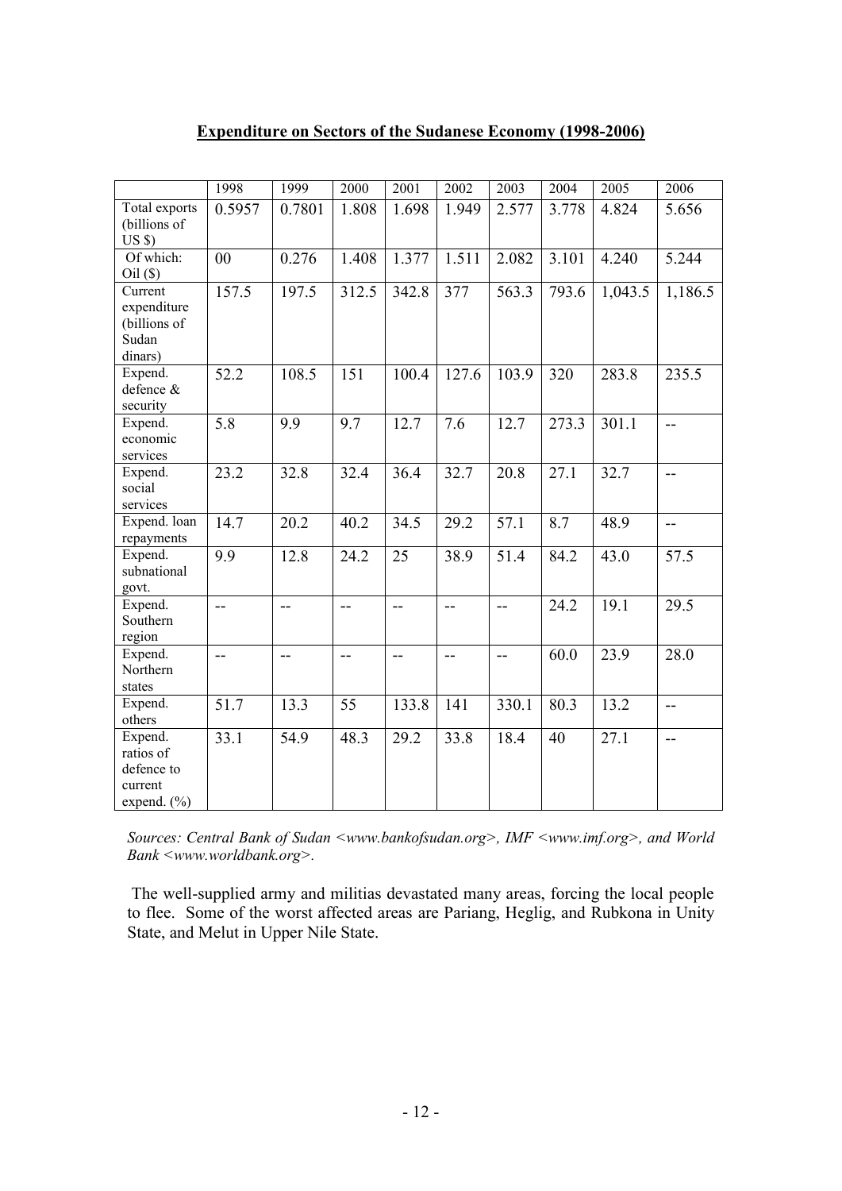**Expenditure on Sectors of the Sudanese Economy (1998-2006)**

| | 1998 | 1999 | 2000 | 2001 | 2002 | 2003 | 2004 | 2005 | 2006 |
|---|---|---|---|---|---|---|---|---|---|
| Total exports (billions of US $) | 0.5957 | 0.7801 | 1.808 | 1.698 | 1.949 | 2.577 | 3.778 | 4.824 | 5.656 |
| Of which: Oil ($) | 00 | 0.276 | 1.408 | 1.377 | 1.511 | 2.082 | 3.101 | 4.240 | 5.244 |
| Current expenditure (billions of Sudan dinars) | 157.5 | 197.5 | 312.5 | 342.8 | 377 | 563.3 | 793.6 | 1,043.5 | 1,186.5 |
| Expend. defence & security | 52.2 | 108.5 | 151 | 100.4 | 127.6 | 103.9 | 320 | 283.8 | 235.5 |
| Expend. economic services | 5.8 | 9.9 | 9.7 | 12.7 | 7.6 | 12.7 | 273.3 | 301.1 | -- |
| Expend. social services | 23.2 | 32.8 | 32.4 | 36.4 | 32.7 | 20.8 | 27.1 | 32.7 | -- |
| Expend. loan repayments | 14.7 | 20.2 | 40.2 | 34.5 | 29.2 | 57.1 | 8.7 | 48.9 | -- |
| Expend. subnational govt. | 9.9 | 12.8 | 24.2 | 25 | 38.9 | 51.4 | 84.2 | 43.0 | 57.5 |
| Expend. Southern region | -- | -- | -- | -- | -- | -- | 24.2 | 19.1 | 29.5 |
| Expend. Northern states | -- | -- | -- | -- | -- | -- | 60.0 | 23.9 | 28.0 |
| Expend. others | 51.7 | 13.3 | 55 | 133.8 | 141 | 330.1 | 80.3 | 13.2 | -- |
| Expend. ratios of defence to current expend. (%) | 33.1 | 54.9 | 48.3 | 29.2 | 33.8 | 18.4 | 40 | 27.1 | -- |

*Sources: Central Bank of Sudan <www.bankofsudan.org>, IMF <www.imf.org>, and World Bank <www.worldbank.org>.*

The well-supplied army and militias devastated many areas, forcing the local people to flee. Some of the worst affected areas are Pariang, Heglig, and Rubkona in Unity State, and Melut in Upper Nile State.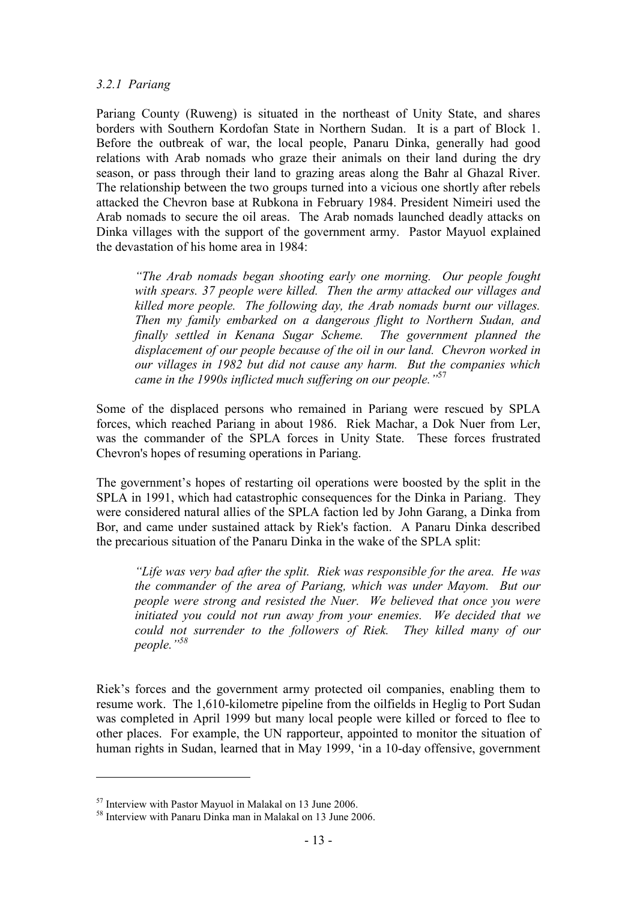### *3.2.1 Pariang*

Pariang County (Ruweng) is situated in the northeast of Unity State, and shares borders with Southern Kordofan State in Northern Sudan. It is a part of Block 1. Before the outbreak of war, the local people, Panaru Dinka, generally had good relations with Arab nomads who graze their animals on their land during the dry season, or pass through their land to grazing areas along the Bahr al Ghazal River. The relationship between the two groups turned into a vicious one shortly after rebels attacked the Chevron base at Rubkona in February 1984. President Nimeiri used the Arab nomads to secure the oil areas. The Arab nomads launched deadly attacks on Dinka villages with the support of the government army. Pastor Mayuol explained the devastation of his home area in 1984:

> *"The Arab nomads began shooting early one morning. Our people fought with spears. 37 people were killed. Then the army attacked our villages and killed more people. The following day, the Arab nomads burnt our villages. Then my family embarked on a dangerous flight to Northern Sudan, and finally settled in Kenana Sugar Scheme. The government planned the displacement of our people because of the oil in our land. Chevron worked in our villages in 1982 but did not cause any harm. But the companies which came in the 1990s inflicted much suffering on our people."*[57]

Some of the displaced persons who remained in Pariang were rescued by SPLA forces, which reached Pariang in about 1986. Riek Machar, a Dok Nuer from Ler, was the commander of the SPLA forces in Unity State. These forces frustrated Chevron's hopes of resuming operations in Pariang.

The government's hopes of restarting oil operations were boosted by the split in the SPLA in 1991, which had catastrophic consequences for the Dinka in Pariang. They were considered natural allies of the SPLA faction led by John Garang, a Dinka from Bor, and came under sustained attack by Riek's faction. A Panaru Dinka described the precarious situation of the Panaru Dinka in the wake of the SPLA split:

> *"Life was very bad after the split. Riek was responsible for the area. He was the commander of the area of Pariang, which was under Mayom. But our people were strong and resisted the Nuer. We believed that once you were initiated you could not run away from your enemies. We decided that we could not surrender to the followers of Riek. They killed many of our people."*[58]

Riek's forces and the government army protected oil companies, enabling them to resume work. The 1,610-kilometre pipeline from the oilfields in Heglig to Port Sudan was completed in April 1999 but many local people were killed or forced to flee to other places. For example, the UN rapporteur, appointed to monitor the situation of human rights in Sudan, learned that in May 1999, 'in a 10-day offensive, government

---

[57] Interview with Pastor Mayuol in Malakal on 13 June 2006.

[58] Interview with Panaru Dinka man in Malakal on 13 June 2006.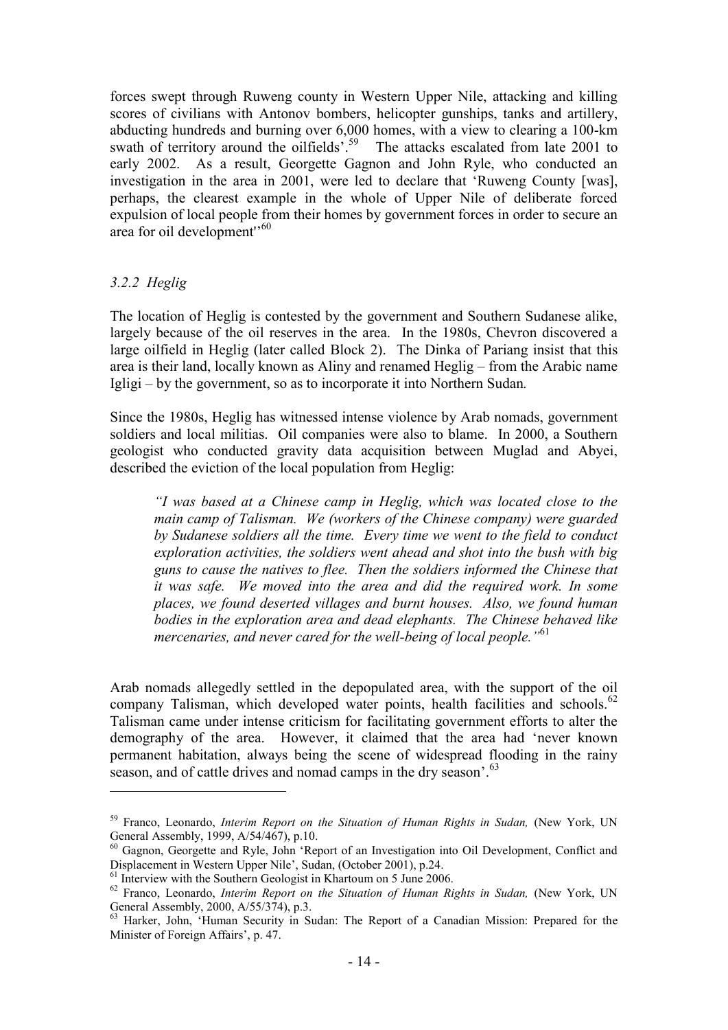forces swept through Ruweng county in Western Upper Nile, attacking and killing scores of civilians with Antonov bombers, helicopter gunships, tanks and artillery, abducting hundreds and burning over 6,000 homes, with a view to clearing a 100-km swath of territory around the oilfields'.[59] The attacks escalated from late 2001 to early 2002. As a result, Georgette Gagnon and John Ryle, who conducted an investigation in the area in 2001, were led to declare that 'Ruweng County [was], perhaps, the clearest example in the whole of Upper Nile of deliberate forced expulsion of local people from their homes by government forces in order to secure an area for oil development''[60]

### *3.2.2 Heglig*

The location of Heglig is contested by the government and Southern Sudanese alike, largely because of the oil reserves in the area. In the 1980s, Chevron discovered a large oilfield in Heglig (later called Block 2). The Dinka of Pariang insist that this area is their land, locally known as Aliny and renamed Heglig – from the Arabic name Igligi – by the government, so as to incorporate it into Northern Sudan.

Since the 1980s, Heglig has witnessed intense violence by Arab nomads, government soldiers and local militias. Oil companies were also to blame. In 2000, a Southern geologist who conducted gravity data acquisition between Muglad and Abyei, described the eviction of the local population from Heglig:

> *"I was based at a Chinese camp in Heglig, which was located close to the main camp of Talisman. We (workers of the Chinese company) were guarded by Sudanese soldiers all the time. Every time we went to the field to conduct exploration activities, the soldiers went ahead and shot into the bush with big guns to cause the natives to flee. Then the soldiers informed the Chinese that it was safe. We moved into the area and did the required work. In some places, we found deserted villages and burnt houses. Also, we found human bodies in the exploration area and dead elephants. The Chinese behaved like mercenaries, and never cared for the well-being of local people."*[61]

Arab nomads allegedly settled in the depopulated area, with the support of the oil company Talisman, which developed water points, health facilities and schools.[62] Talisman came under intense criticism for facilitating government efforts to alter the demography of the area. However, it claimed that the area had 'never known permanent habitation, always being the scene of widespread flooding in the rainy season, and of cattle drives and nomad camps in the dry season'.[63]

---

[59] Franco, Leonardo, *Interim Report on the Situation of Human Rights in Sudan,* (New York, UN General Assembly, 1999, A/54/467), p.10.

[60] Gagnon, Georgette and Ryle, John 'Report of an Investigation into Oil Development, Conflict and Displacement in Western Upper Nile', Sudan, (October 2001), p.24.

[61] Interview with the Southern Geologist in Khartoum on 5 June 2006.

[62] Franco, Leonardo, *Interim Report on the Situation of Human Rights in Sudan,* (New York, UN General Assembly, 2000, A/55/374), p.3.

[63] Harker, John, 'Human Security in Sudan: The Report of a Canadian Mission: Prepared for the Minister of Foreign Affairs', p. 47.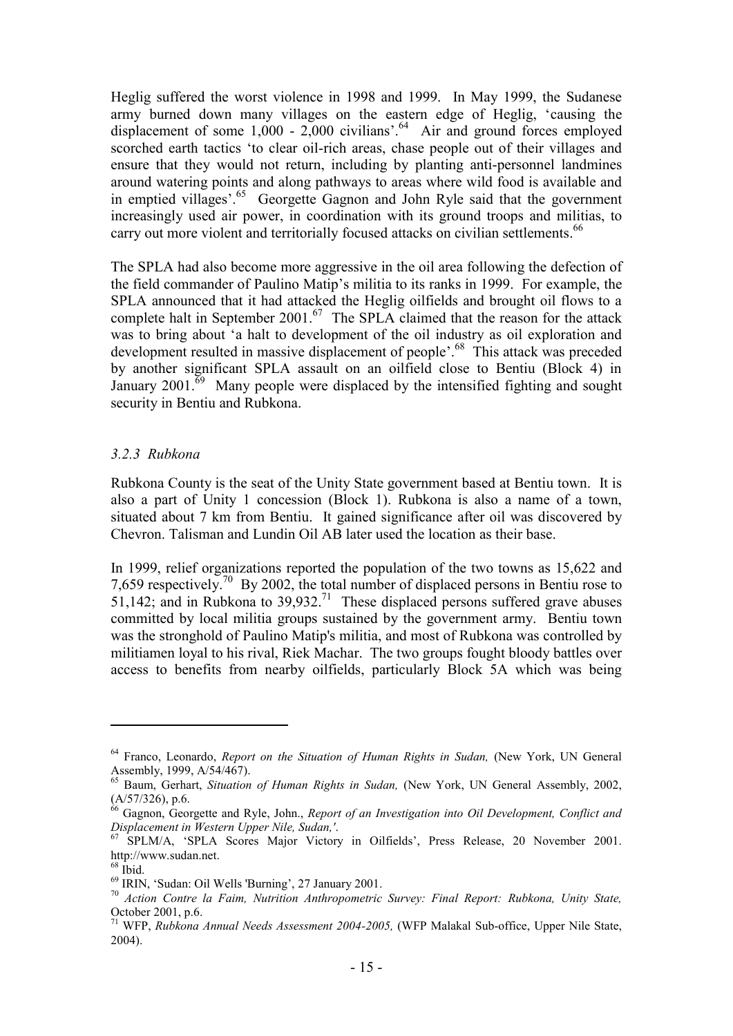Heglig suffered the worst violence in 1998 and 1999. In May 1999, the Sudanese army burned down many villages on the eastern edge of Heglig, 'causing the displacement of some 1,000 - 2,000 civilians'.[64] Air and ground forces employed scorched earth tactics 'to clear oil-rich areas, chase people out of their villages and ensure that they would not return, including by planting anti-personnel landmines around watering points and along pathways to areas where wild food is available and in emptied villages'.[65] Georgette Gagnon and John Ryle said that the government increasingly used air power, in coordination with its ground troops and militias, to carry out more violent and territorially focused attacks on civilian settlements.[66]

The SPLA had also become more aggressive in the oil area following the defection of the field commander of Paulino Matip's militia to its ranks in 1999. For example, the SPLA announced that it had attacked the Heglig oilfields and brought oil flows to a complete halt in September 2001.[67] The SPLA claimed that the reason for the attack was to bring about 'a halt to development of the oil industry as oil exploration and development resulted in massive displacement of people'.[68] This attack was preceded by another significant SPLA assault on an oilfield close to Bentiu (Block 4) in January 2001.[69] Many people were displaced by the intensified fighting and sought security in Bentiu and Rubkona.

### *3.2.3 Rubkona*

Rubkona County is the seat of the Unity State government based at Bentiu town. It is also a part of Unity 1 concession (Block 1). Rubkona is also a name of a town, situated about 7 km from Bentiu. It gained significance after oil was discovered by Chevron. Talisman and Lundin Oil AB later used the location as their base.

In 1999, relief organizations reported the population of the two towns as 15,622 and 7,659 respectively.[70] By 2002, the total number of displaced persons in Bentiu rose to 51,142; and in Rubkona to 39,932.[71] These displaced persons suffered grave abuses committed by local militia groups sustained by the government army. Bentiu town was the stronghold of Paulino Matip's militia, and most of Rubkona was controlled by militiamen loyal to his rival, Riek Machar. The two groups fought bloody battles over access to benefits from nearby oilfields, particularly Block 5A which was being

---

[64] Franco, Leonardo, *Report on the Situation of Human Rights in Sudan,* (New York, UN General Assembly, 1999, A/54/467).

[65] Baum, Gerhart, *Situation of Human Rights in Sudan,* (New York, UN General Assembly, 2002, (A/57/326), p.6.

[66] Gagnon, Georgette and Ryle, John., *Report of an Investigation into Oil Development, Conflict and Displacement in Western Upper Nile, Sudan,'.*

[67] SPLM/A, 'SPLA Scores Major Victory in Oilfields', Press Release, 20 November 2001. http://www.sudan.net.

[68] Ibid.

[69] IRIN, 'Sudan: Oil Wells 'Burning', 27 January 2001.

[70] *Action Contre la Faim, Nutrition Anthropometric Survey: Final Report: Rubkona, Unity State,* October 2001, p.6.

[71] WFP, *Rubkona Annual Needs Assessment 2004-2005,* (WFP Malakal Sub-office, Upper Nile State, 2004).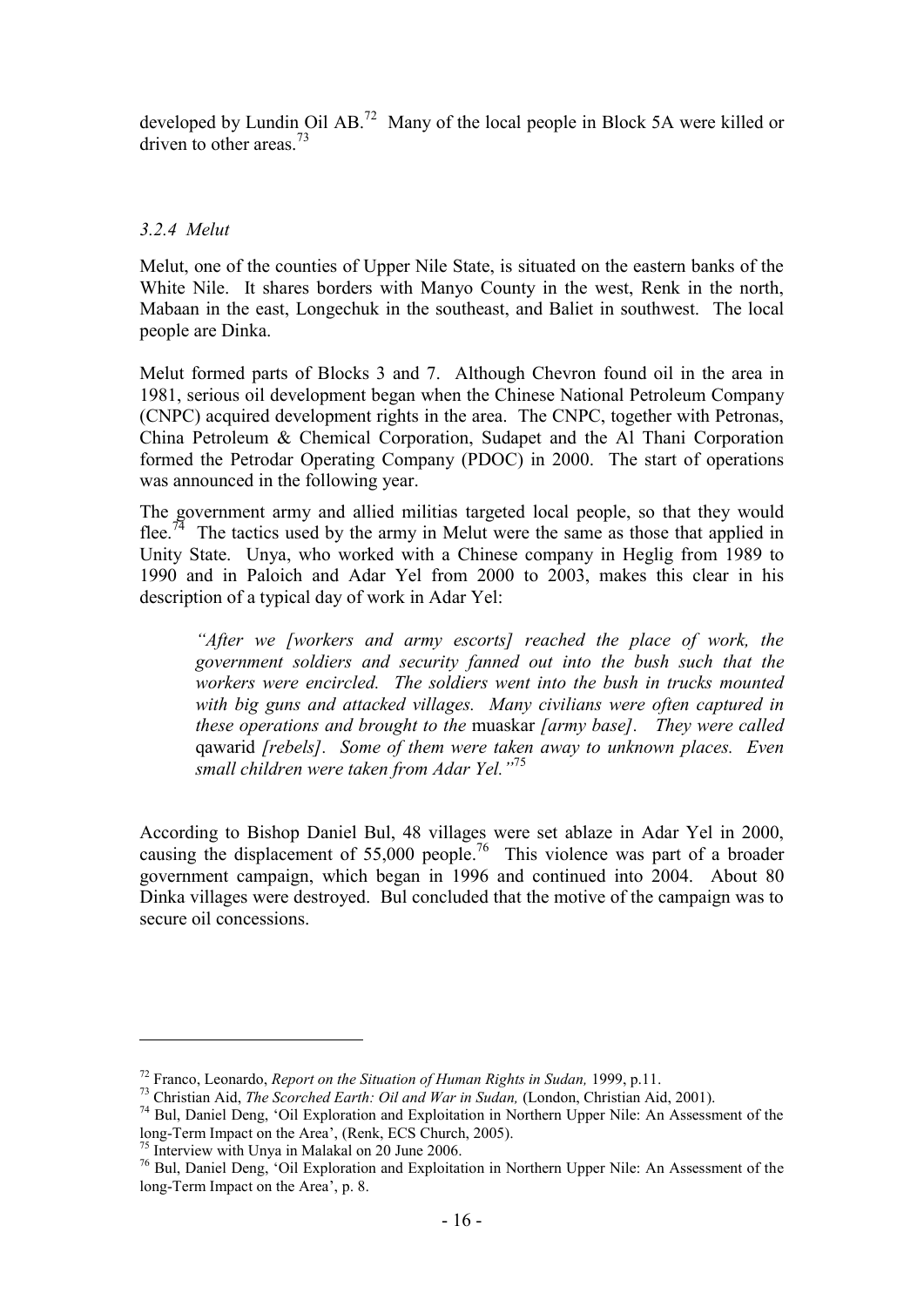developed by Lundin Oil AB.[72] Many of the local people in Block 5A were killed or driven to other areas.[73]

### *3.2.4 Melut*

Melut, one of the counties of Upper Nile State, is situated on the eastern banks of the White Nile. It shares borders with Manyo County in the west, Renk in the north, Mabaan in the east, Longechuk in the southeast, and Baliet in southwest. The local people are Dinka.

Melut formed parts of Blocks 3 and 7. Although Chevron found oil in the area in 1981, serious oil development began when the Chinese National Petroleum Company (CNPC) acquired development rights in the area. The CNPC, together with Petronas, China Petroleum & Chemical Corporation, Sudapet and the Al Thani Corporation formed the Petrodar Operating Company (PDOC) in 2000. The start of operations was announced in the following year.

The government army and allied militias targeted local people, so that they would flee.[74] The tactics used by the army in Melut were the same as those that applied in Unity State. Unya, who worked with a Chinese company in Heglig from 1989 to 1990 and in Paloich and Adar Yel from 2000 to 2003, makes this clear in his description of a typical day of work in Adar Yel:

> *"After we [workers and army escorts] reached the place of work, the government soldiers and security fanned out into the bush such that the workers were encircled. The soldiers went into the bush in trucks mounted with big guns and attacked villages. Many civilians were often captured in these operations and brought to the* muaskar *[army base]. They were called* qawarid *[rebels]. Some of them were taken away to unknown places. Even small children were taken from Adar Yel."*[75]

According to Bishop Daniel Bul, 48 villages were set ablaze in Adar Yel in 2000, causing the displacement of 55,000 people.[76] This violence was part of a broader government campaign, which began in 1996 and continued into 2004. About 80 Dinka villages were destroyed. Bul concluded that the motive of the campaign was to secure oil concessions.

---

[72] Franco, Leonardo, *Report on the Situation of Human Rights in Sudan,* 1999, p.11.

[73] Christian Aid, *The Scorched Earth: Oil and War in Sudan,* (London, Christian Aid, 2001).

[74] Bul, Daniel Deng, 'Oil Exploration and Exploitation in Northern Upper Nile: An Assessment of the long-Term Impact on the Area', (Renk, ECS Church, 2005).

[75] Interview with Unya in Malakal on 20 June 2006.

[76] Bul, Daniel Deng, 'Oil Exploration and Exploitation in Northern Upper Nile: An Assessment of the long-Term Impact on the Area', p. 8.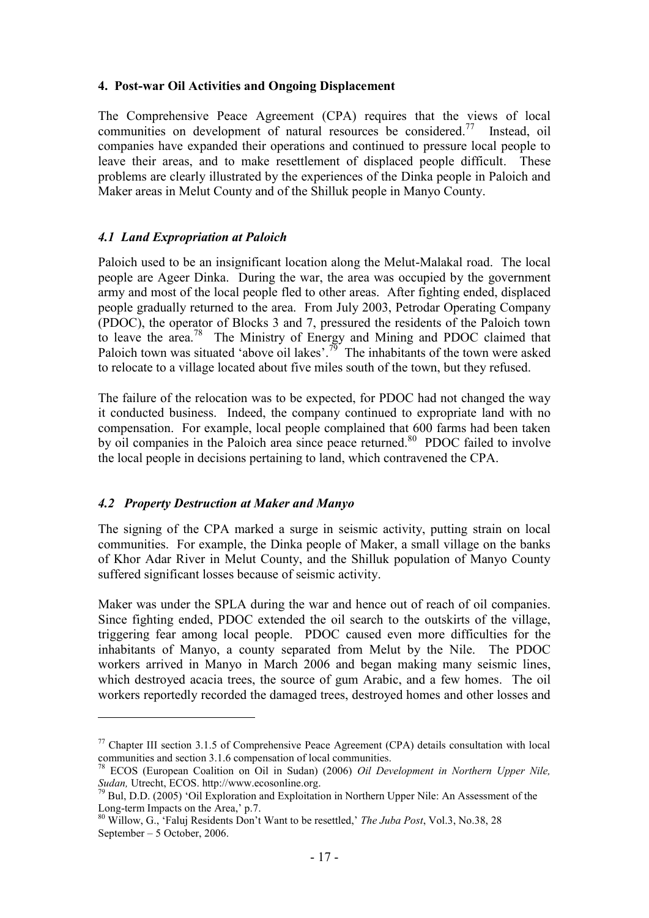## 4. Post-war Oil Activities and Ongoing Displacement

The Comprehensive Peace Agreement (CPA) requires that the views of local communities on development of natural resources be considered.[77] Instead, oil companies have expanded their operations and continued to pressure local people to leave their areas, and to make resettlement of displaced people difficult. These problems are clearly illustrated by the experiences of the Dinka people in Paloich and Maker areas in Melut County and of the Shilluk people in Manyo County.

### *4.1 Land Expropriation at Paloich*

Paloich used to be an insignificant location along the Melut-Malakal road. The local people are Ageer Dinka. During the war, the area was occupied by the government army and most of the local people fled to other areas. After fighting ended, displaced people gradually returned to the area. From July 2003, Petrodar Operating Company (PDOC), the operator of Blocks 3 and 7, pressured the residents of the Paloich town to leave the area.[78] The Ministry of Energy and Mining and PDOC claimed that Paloich town was situated 'above oil lakes'.[79] The inhabitants of the town were asked to relocate to a village located about five miles south of the town, but they refused.

The failure of the relocation was to be expected, for PDOC had not changed the way it conducted business. Indeed, the company continued to expropriate land with no compensation. For example, local people complained that 600 farms had been taken by oil companies in the Paloich area since peace returned.[80] PDOC failed to involve the local people in decisions pertaining to land, which contravened the CPA.

### *4.2 Property Destruction at Maker and Manyo*

The signing of the CPA marked a surge in seismic activity, putting strain on local communities. For example, the Dinka people of Maker, a small village on the banks of Khor Adar River in Melut County, and the Shilluk population of Manyo County suffered significant losses because of seismic activity.

Maker was under the SPLA during the war and hence out of reach of oil companies. Since fighting ended, PDOC extended the oil search to the outskirts of the village, triggering fear among local people. PDOC caused even more difficulties for the inhabitants of Manyo, a county separated from Melut by the Nile. The PDOC workers arrived in Manyo in March 2006 and began making many seismic lines, which destroyed acacia trees, the source of gum Arabic, and a few homes. The oil workers reportedly recorded the damaged trees, destroyed homes and other losses and

---

[77] Chapter III section 3.1.5 of Comprehensive Peace Agreement (CPA) details consultation with local communities and section 3.1.6 compensation of local communities.

[78] ECOS (European Coalition on Oil in Sudan) (2006) *Oil Development in Northern Upper Nile, Sudan,* Utrecht, ECOS. http://www.ecosonline.org.

[79] Bul, D.D. (2005) 'Oil Exploration and Exploitation in Northern Upper Nile: An Assessment of the Long-term Impacts on the Area,' p.7.

[80] Willow, G., 'Faluj Residents Don't Want to be resettled,' *The Juba Post*, Vol.3, No.38, 28 September – 5 October, 2006.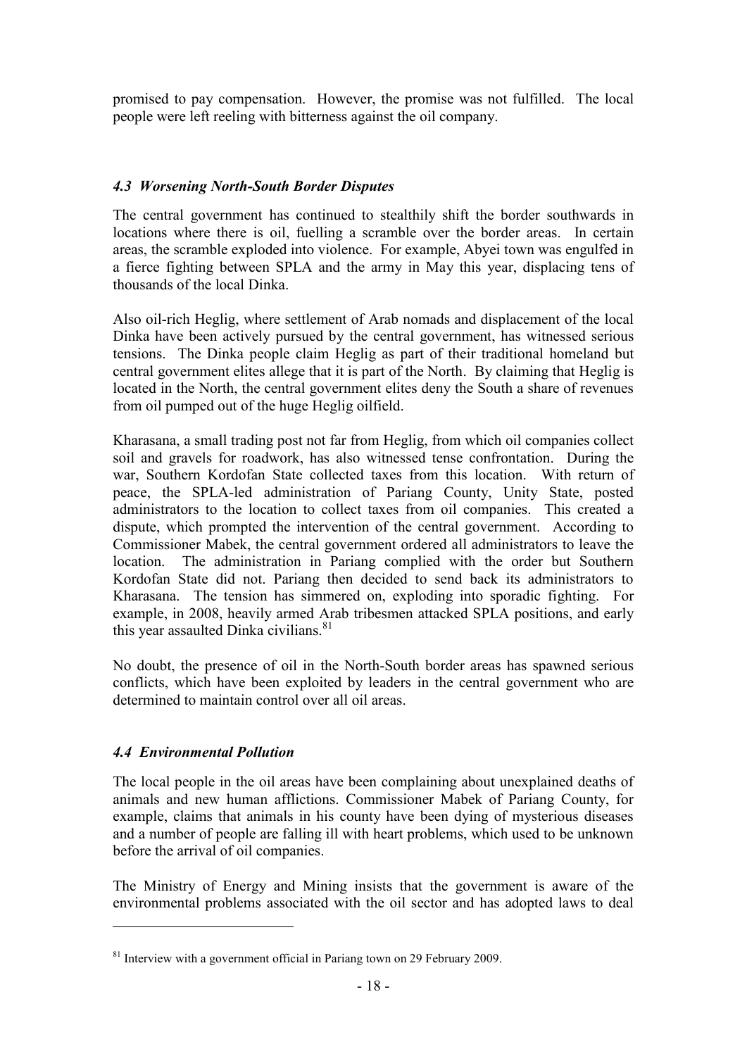promised to pay compensation. However, the promise was not fulfilled. The local people were left reeling with bitterness against the oil company.

### *4.3 Worsening North-South Border Disputes*

The central government has continued to stealthily shift the border southwards in locations where there is oil, fuelling a scramble over the border areas. In certain areas, the scramble exploded into violence. For example, Abyei town was engulfed in a fierce fighting between SPLA and the army in May this year, displacing tens of thousands of the local Dinka.

Also oil-rich Heglig, where settlement of Arab nomads and displacement of the local Dinka have been actively pursued by the central government, has witnessed serious tensions. The Dinka people claim Heglig as part of their traditional homeland but central government elites allege that it is part of the North. By claiming that Heglig is located in the North, the central government elites deny the South a share of revenues from oil pumped out of the huge Heglig oilfield.

Kharasana, a small trading post not far from Heglig, from which oil companies collect soil and gravels for roadwork, has also witnessed tense confrontation. During the war, Southern Kordofan State collected taxes from this location. With return of peace, the SPLA-led administration of Pariang County, Unity State, posted administrators to the location to collect taxes from oil companies. This created a dispute, which prompted the intervention of the central government. According to Commissioner Mabek, the central government ordered all administrators to leave the location. The administration in Pariang complied with the order but Southern Kordofan State did not. Pariang then decided to send back its administrators to Kharasana. The tension has simmered on, exploding into sporadic fighting. For example, in 2008, heavily armed Arab tribesmen attacked SPLA positions, and early this year assaulted Dinka civilians.[81]

No doubt, the presence of oil in the North-South border areas has spawned serious conflicts, which have been exploited by leaders in the central government who are determined to maintain control over all oil areas.

### *4.4 Environmental Pollution*

The local people in the oil areas have been complaining about unexplained deaths of animals and new human afflictions. Commissioner Mabek of Pariang County, for example, claims that animals in his county have been dying of mysterious diseases and a number of people are falling ill with heart problems, which used to be unknown before the arrival of oil companies.

The Ministry of Energy and Mining insists that the government is aware of the environmental problems associated with the oil sector and has adopted laws to deal

---

[81] Interview with a government official in Pariang town on 29 February 2009.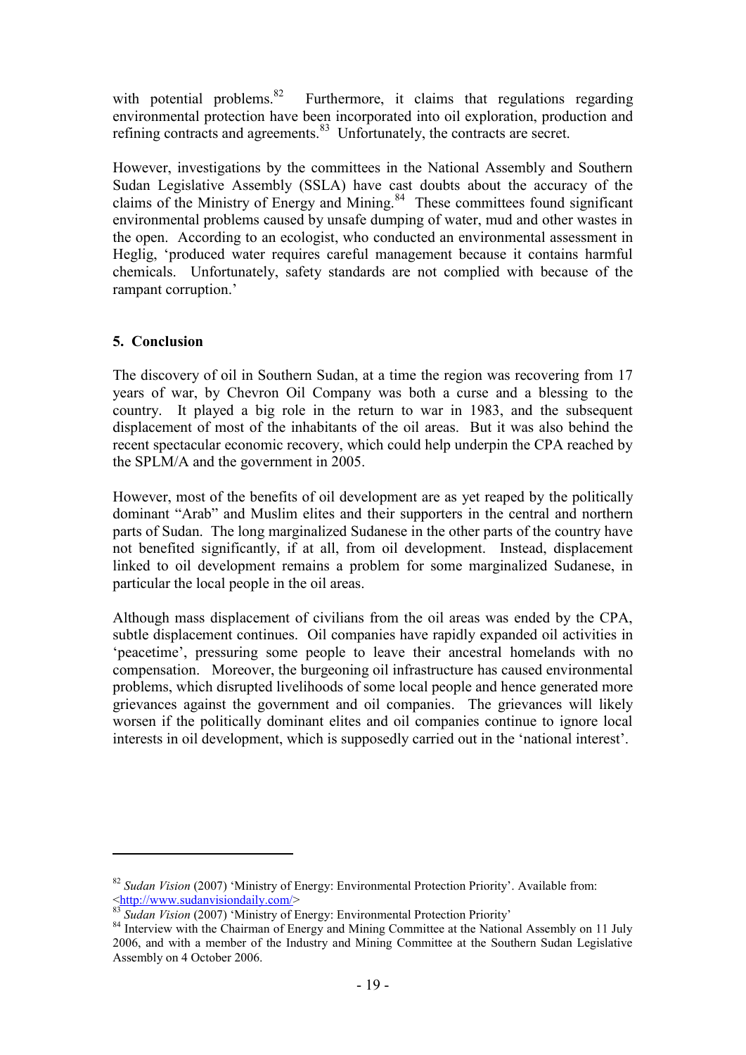with potential problems.[82] Furthermore, it claims that regulations regarding environmental protection have been incorporated into oil exploration, production and refining contracts and agreements.[83] Unfortunately, the contracts are secret.

However, investigations by the committees in the National Assembly and Southern Sudan Legislative Assembly (SSLA) have cast doubts about the accuracy of the claims of the Ministry of Energy and Mining.[84] These committees found significant environmental problems caused by unsafe dumping of water, mud and other wastes in the open. According to an ecologist, who conducted an environmental assessment in Heglig, 'produced water requires careful management because it contains harmful chemicals. Unfortunately, safety standards are not complied with because of the rampant corruption.'

## 5. Conclusion

The discovery of oil in Southern Sudan, at a time the region was recovering from 17 years of war, by Chevron Oil Company was both a curse and a blessing to the country. It played a big role in the return to war in 1983, and the subsequent displacement of most of the inhabitants of the oil areas. But it was also behind the recent spectacular economic recovery, which could help underpin the CPA reached by the SPLM/A and the government in 2005.

However, most of the benefits of oil development are as yet reaped by the politically dominant "Arab" and Muslim elites and their supporters in the central and northern parts of Sudan. The long marginalized Sudanese in the other parts of the country have not benefited significantly, if at all, from oil development. Instead, displacement linked to oil development remains a problem for some marginalized Sudanese, in particular the local people in the oil areas.

Although mass displacement of civilians from the oil areas was ended by the CPA, subtle displacement continues. Oil companies have rapidly expanded oil activities in 'peacetime', pressuring some people to leave their ancestral homelands with no compensation. Moreover, the burgeoning oil infrastructure has caused environmental problems, which disrupted livelihoods of some local people and hence generated more grievances against the government and oil companies. The grievances will likely worsen if the politically dominant elites and oil companies continue to ignore local interests in oil development, which is supposedly carried out in the 'national interest'.

---

[82] *Sudan Vision* (2007) 'Ministry of Energy: Environmental Protection Priority'. Available from: <http://www.sudanvisiondaily.com/>

[83] *Sudan Vision* (2007) 'Ministry of Energy: Environmental Protection Priority'

[84] Interview with the Chairman of Energy and Mining Committee at the National Assembly on 11 July 2006, and with a member of the Industry and Mining Committee at the Southern Sudan Legislative Assembly on 4 October 2006.